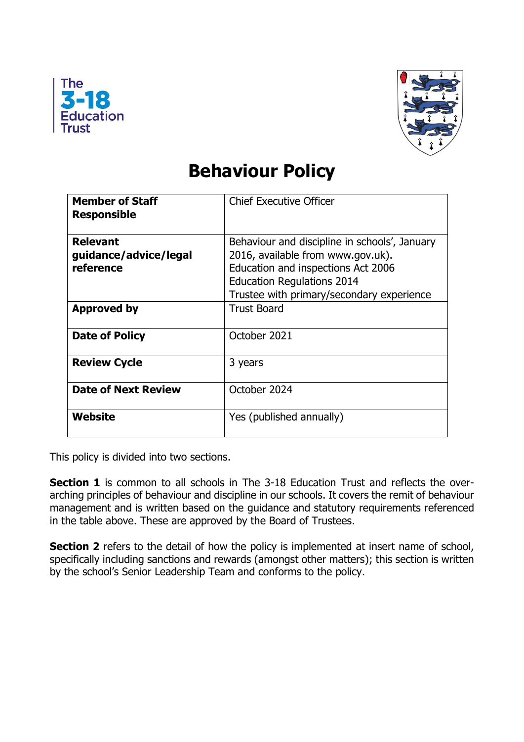The 3-18 Education Trust

# Behaviour Policy

| Member of Staff Responsible | Chief Executive Officer |
| --- | --- |
| **Relevant guidance/advice/legal reference** | Behaviour and discipline in schools', January 2016, available from www.gov.uk). Education and inspections Act 2006 Education Regulations 2014 Trustee with primary/secondary experience |
| **Approved by** | Trust Board |
| **Date of Policy** | October 2021 |
| **Review Cycle** | 3 years |
| **Date of Next Review** | October 2024 |
| **Website** | Yes (published annually) |

This policy is divided into two sections.

**Section 1** is common to all schools in The 3-18 Education Trust and reflects the over-arching principles of behaviour and discipline in our schools. It covers the remit of behaviour management and is written based on the guidance and statutory requirements referenced in the table above. These are approved by the Board of Trustees.

**Section 2** refers to the detail of how the policy is implemented at insert name of school, specifically including sanctions and rewards (amongst other matters); this section is written by the school's Senior Leadership Team and conforms to the policy.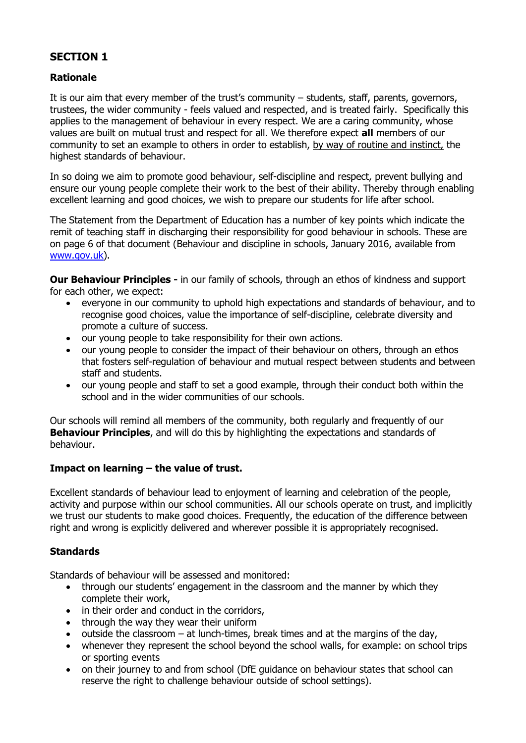## SECTION 1

### Rationale

It is our aim that every member of the trust's community – students, staff, parents, governors, trustees, the wider community - feels valued and respected, and is treated fairly. Specifically this applies to the management of behaviour in every respect. We are a caring community, whose values are built on mutual trust and respect for all. We therefore expect **all** members of our community to set an example to others in order to establish, <u>by way of routine and instinct,</u> the highest standards of behaviour.

In so doing we aim to promote good behaviour, self-discipline and respect, prevent bullying and ensure our young people complete their work to the best of their ability. Thereby through enabling excellent learning and good choices, we wish to prepare our students for life after school.

The Statement from the Department of Education has a number of key points which indicate the remit of teaching staff in discharging their responsibility for good behaviour in schools. These are on page 6 of that document (Behaviour and discipline in schools, January 2016, available from www.gov.uk).

**Our Behaviour Principles -** in our family of schools, through an ethos of kindness and support for each other, we expect:

- everyone in our community to uphold high expectations and standards of behaviour, and to recognise good choices, value the importance of self-discipline, celebrate diversity and promote a culture of success.
- our young people to take responsibility for their own actions.
- our young people to consider the impact of their behaviour on others, through an ethos that fosters self-regulation of behaviour and mutual respect between students and between staff and students.
- our young people and staff to set a good example, through their conduct both within the school and in the wider communities of our schools.

Our schools will remind all members of the community, both regularly and frequently of our **Behaviour Principles**, and will do this by highlighting the expectations and standards of behaviour.

### Impact on learning – the value of trust.

Excellent standards of behaviour lead to enjoyment of learning and celebration of the people, activity and purpose within our school communities. All our schools operate on trust, and implicitly we trust our students to make good choices. Frequently, the education of the difference between right and wrong is explicitly delivered and wherever possible it is appropriately recognised.

### Standards

Standards of behaviour will be assessed and monitored:

- through our students' engagement in the classroom and the manner by which they complete their work,
- in their order and conduct in the corridors,
- through the way they wear their uniform
- outside the classroom – at lunch-times, break times and at the margins of the day,
- whenever they represent the school beyond the school walls, for example: on school trips or sporting events
- on their journey to and from school (DfE guidance on behaviour states that school can reserve the right to challenge behaviour outside of school settings).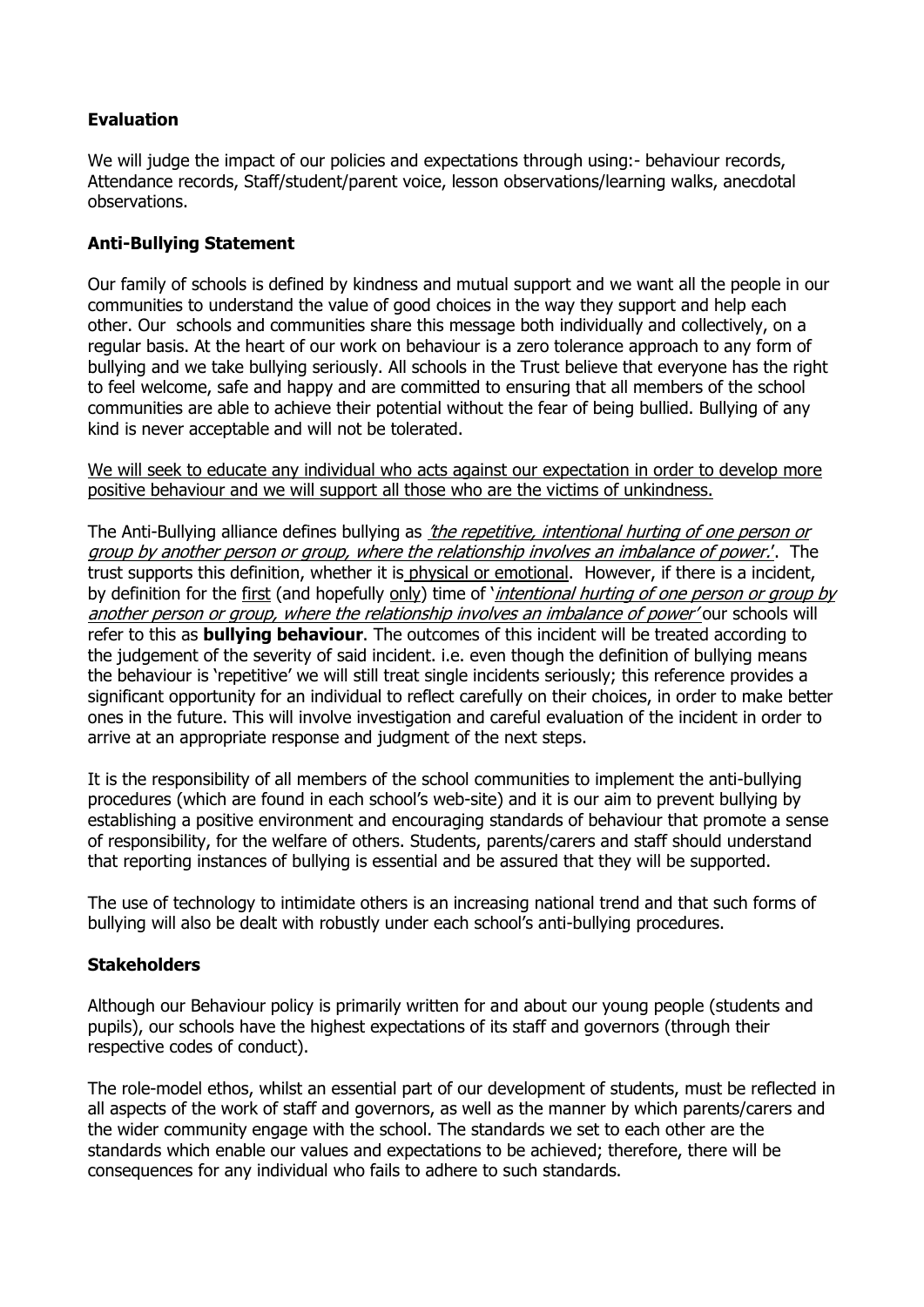## Evaluation

We will judge the impact of our policies and expectations through using:- behaviour records, Attendance records, Staff/student/parent voice, lesson observations/learning walks, anecdotal observations.

## Anti-Bullying Statement

Our family of schools is defined by kindness and mutual support and we want all the people in our communities to understand the value of good choices in the way they support and help each other. Our schools and communities share this message both individually and collectively, on a regular basis. At the heart of our work on behaviour is a zero tolerance approach to any form of bullying and we take bullying seriously. All schools in the Trust believe that everyone has the right to feel welcome, safe and happy and are committed to ensuring that all members of the school communities are able to achieve their potential without the fear of being bullied. Bullying of any kind is never acceptable and will not be tolerated.

<u>We will seek to educate any individual who acts against our expectation in order to develop more positive behaviour and we will support all those who are the victims of unkindness.</u>

The Anti-Bullying alliance defines bullying as *<u>'the repetitive, intentional hurting of one person or group by another person or group, where the relationship involves an imbalance of power.</u>'*. The trust supports this definition, whether it is <u>physical or emotional</u>. However, if there is a incident, by definition for the <u>first</u> (and hopefully <u>only</u>) time of '*<u>intentional hurting of one person or group by another person or group, where the relationship involves an imbalance of power'</u>* our schools will refer to this as **bullying behaviour**. The outcomes of this incident will be treated according to the judgement of the severity of said incident. i.e. even though the definition of bullying means the behaviour is 'repetitive' we will still treat single incidents seriously; this reference provides a significant opportunity for an individual to reflect carefully on their choices, in order to make better ones in the future. This will involve investigation and careful evaluation of the incident in order to arrive at an appropriate response and judgment of the next steps.

It is the responsibility of all members of the school communities to implement the anti-bullying procedures (which are found in each school's web-site) and it is our aim to prevent bullying by establishing a positive environment and encouraging standards of behaviour that promote a sense of responsibility, for the welfare of others. Students, parents/carers and staff should understand that reporting instances of bullying is essential and be assured that they will be supported.

The use of technology to intimidate others is an increasing national trend and that such forms of bullying will also be dealt with robustly under each school's anti-bullying procedures.

## Stakeholders

Although our Behaviour policy is primarily written for and about our young people (students and pupils), our schools have the highest expectations of its staff and governors (through their respective codes of conduct).

The role-model ethos, whilst an essential part of our development of students, must be reflected in all aspects of the work of staff and governors, as well as the manner by which parents/carers and the wider community engage with the school. The standards we set to each other are the standards which enable our values and expectations to be achieved; therefore, there will be consequences for any individual who fails to adhere to such standards.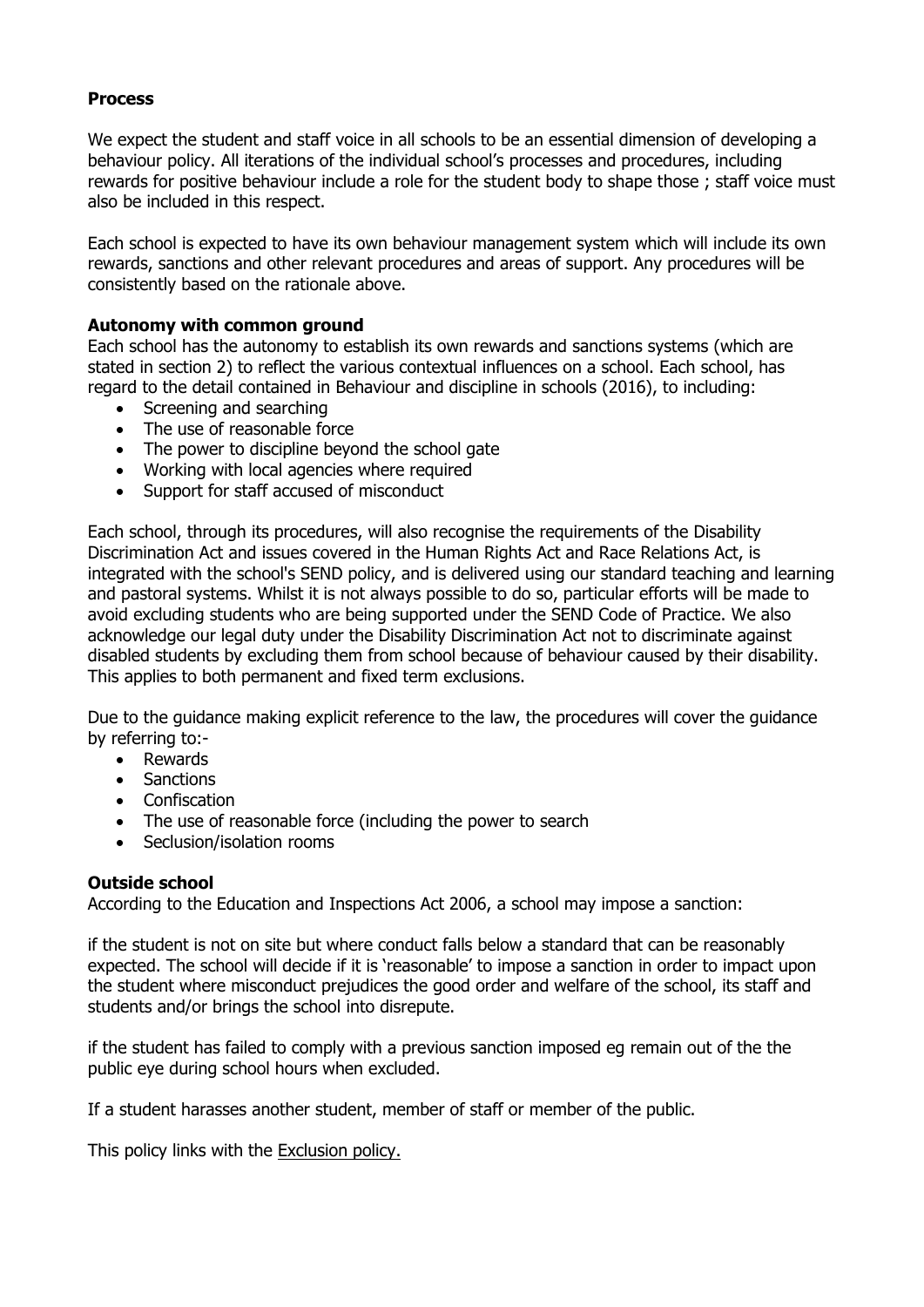**Process**

We expect the student and staff voice in all schools to be an essential dimension of developing a behaviour policy. All iterations of the individual school's processes and procedures, including rewards for positive behaviour include a role for the student body to shape those ; staff voice must also be included in this respect.

Each school is expected to have its own behaviour management system which will include its own rewards, sanctions and other relevant procedures and areas of support. Any procedures will be consistently based on the rationale above.

**Autonomy with common ground**

Each school has the autonomy to establish its own rewards and sanctions systems (which are stated in section 2) to reflect the various contextual influences on a school. Each school, has regard to the detail contained in Behaviour and discipline in schools (2016), to including:

- Screening and searching
- The use of reasonable force
- The power to discipline beyond the school gate
- Working with local agencies where required
- Support for staff accused of misconduct

Each school, through its procedures, will also recognise the requirements of the Disability Discrimination Act and issues covered in the Human Rights Act and Race Relations Act, is integrated with the school's SEND policy, and is delivered using our standard teaching and learning and pastoral systems. Whilst it is not always possible to do so, particular efforts will be made to avoid excluding students who are being supported under the SEND Code of Practice. We also acknowledge our legal duty under the Disability Discrimination Act not to discriminate against disabled students by excluding them from school because of behaviour caused by their disability. This applies to both permanent and fixed term exclusions.

Due to the guidance making explicit reference to the law, the procedures will cover the guidance by referring to:-

- Rewards
- Sanctions
- Confiscation
- The use of reasonable force (including the power to search
- Seclusion/isolation rooms

**Outside school**

According to the Education and Inspections Act 2006, a school may impose a sanction:

if the student is not on site but where conduct falls below a standard that can be reasonably expected. The school will decide if it is 'reasonable' to impose a sanction in order to impact upon the student where misconduct prejudices the good order and welfare of the school, its staff and students and/or brings the school into disrepute.

if the student has failed to comply with a previous sanction imposed eg remain out of the the public eye during school hours when excluded.

If a student harasses another student, member of staff or member of the public.

This policy links with the Exclusion policy.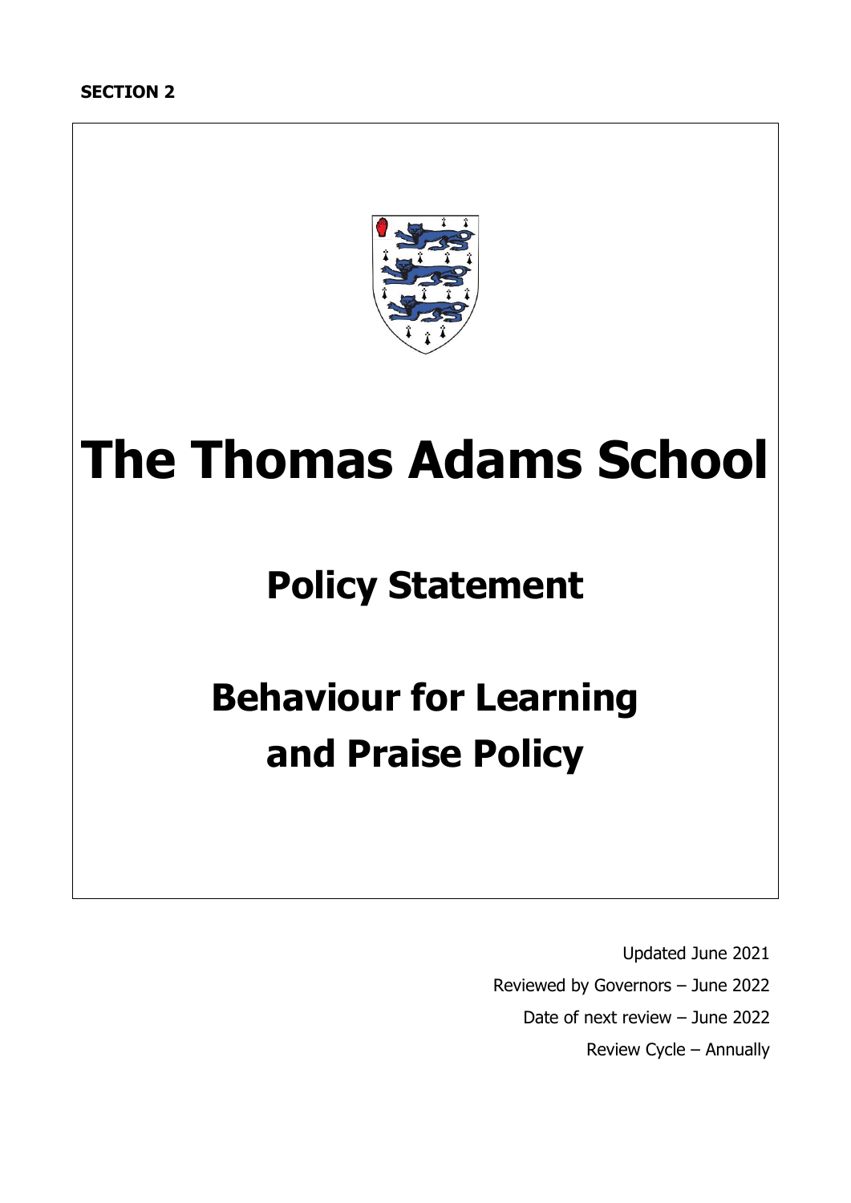**SECTION 2**

# The Thomas Adams School

## Policy Statement

## Behaviour for Learning and Praise Policy

Updated June 2021

Reviewed by Governors – June 2022

Date of next review – June 2022

Review Cycle – Annually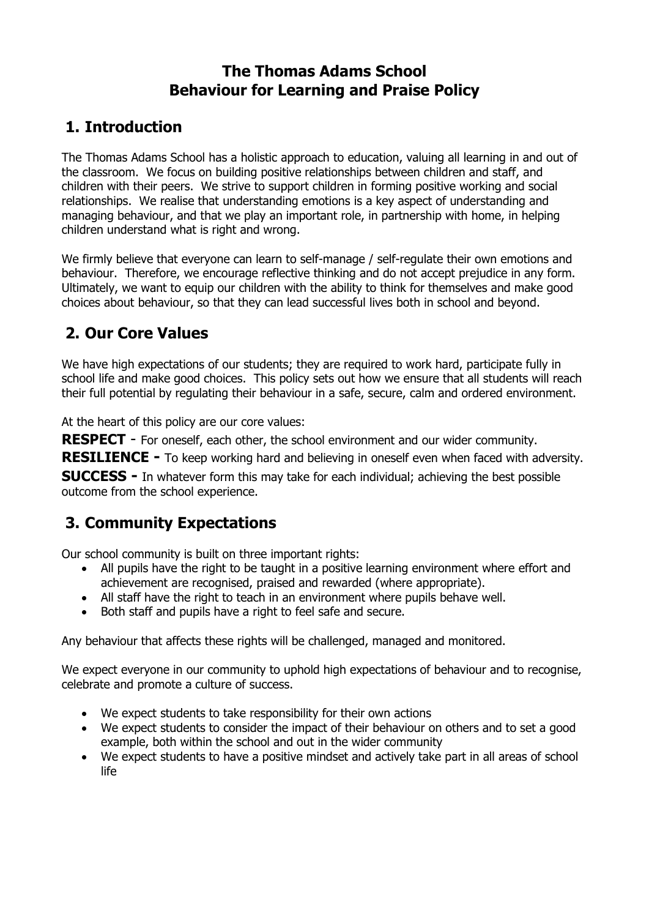# The Thomas Adams School
# Behaviour for Learning and Praise Policy

## 1. Introduction

The Thomas Adams School has a holistic approach to education, valuing all learning in and out of the classroom. We focus on building positive relationships between children and staff, and children with their peers. We strive to support children in forming positive working and social relationships. We realise that understanding emotions is a key aspect of understanding and managing behaviour, and that we play an important role, in partnership with home, in helping children understand what is right and wrong.

We firmly believe that everyone can learn to self-manage / self-regulate their own emotions and behaviour. Therefore, we encourage reflective thinking and do not accept prejudice in any form. Ultimately, we want to equip our children with the ability to think for themselves and make good choices about behaviour, so that they can lead successful lives both in school and beyond.

## 2. Our Core Values

We have high expectations of our students; they are required to work hard, participate fully in school life and make good choices. This policy sets out how we ensure that all students will reach their full potential by regulating their behaviour in a safe, secure, calm and ordered environment.

At the heart of this policy are our core values:

**RESPECT** - For oneself, each other, the school environment and our wider community.

**RESILIENCE -** To keep working hard and believing in oneself even when faced with adversity.

**SUCCESS -** In whatever form this may take for each individual; achieving the best possible outcome from the school experience.

## 3. Community Expectations

Our school community is built on three important rights:

- All pupils have the right to be taught in a positive learning environment where effort and achievement are recognised, praised and rewarded (where appropriate).
- All staff have the right to teach in an environment where pupils behave well.
- Both staff and pupils have a right to feel safe and secure.

Any behaviour that affects these rights will be challenged, managed and monitored.

We expect everyone in our community to uphold high expectations of behaviour and to recognise, celebrate and promote a culture of success.

- We expect students to take responsibility for their own actions
- We expect students to consider the impact of their behaviour on others and to set a good example, both within the school and out in the wider community
- We expect students to have a positive mindset and actively take part in all areas of school life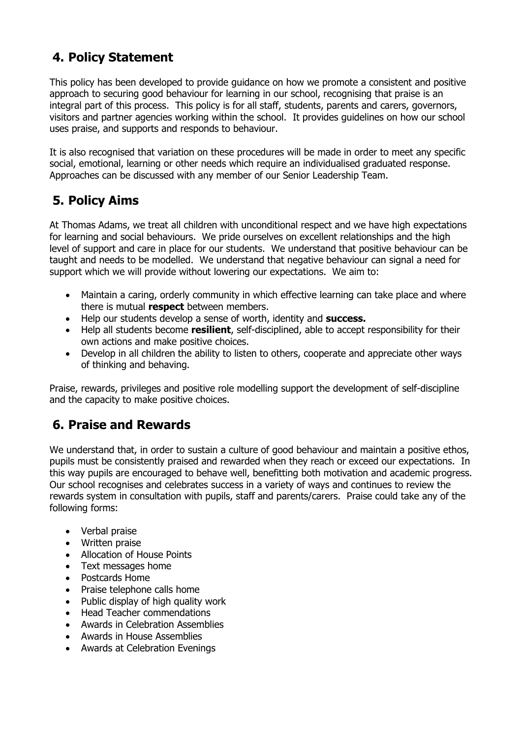## 4. Policy Statement

This policy has been developed to provide guidance on how we promote a consistent and positive approach to securing good behaviour for learning in our school, recognising that praise is an integral part of this process. This policy is for all staff, students, parents and carers, governors, visitors and partner agencies working within the school. It provides guidelines on how our school uses praise, and supports and responds to behaviour.

It is also recognised that variation on these procedures will be made in order to meet any specific social, emotional, learning or other needs which require an individualised graduated response. Approaches can be discussed with any member of our Senior Leadership Team.

## 5. Policy Aims

At Thomas Adams, we treat all children with unconditional respect and we have high expectations for learning and social behaviours. We pride ourselves on excellent relationships and the high level of support and care in place for our students. We understand that positive behaviour can be taught and needs to be modelled. We understand that negative behaviour can signal a need for support which we will provide without lowering our expectations. We aim to:

- Maintain a caring, orderly community in which effective learning can take place and where there is mutual **respect** between members.
- Help our students develop a sense of worth, identity and **success.**
- Help all students become **resilient**, self-disciplined, able to accept responsibility for their own actions and make positive choices.
- Develop in all children the ability to listen to others, cooperate and appreciate other ways of thinking and behaving.

Praise, rewards, privileges and positive role modelling support the development of self-discipline and the capacity to make positive choices.

## 6. Praise and Rewards

We understand that, in order to sustain a culture of good behaviour and maintain a positive ethos, pupils must be consistently praised and rewarded when they reach or exceed our expectations. In this way pupils are encouraged to behave well, benefitting both motivation and academic progress. Our school recognises and celebrates success in a variety of ways and continues to review the rewards system in consultation with pupils, staff and parents/carers. Praise could take any of the following forms:

- Verbal praise
- Written praise
- Allocation of House Points
- Text messages home
- Postcards Home
- Praise telephone calls home
- Public display of high quality work
- Head Teacher commendations
- Awards in Celebration Assemblies
- Awards in House Assemblies
- Awards at Celebration Evenings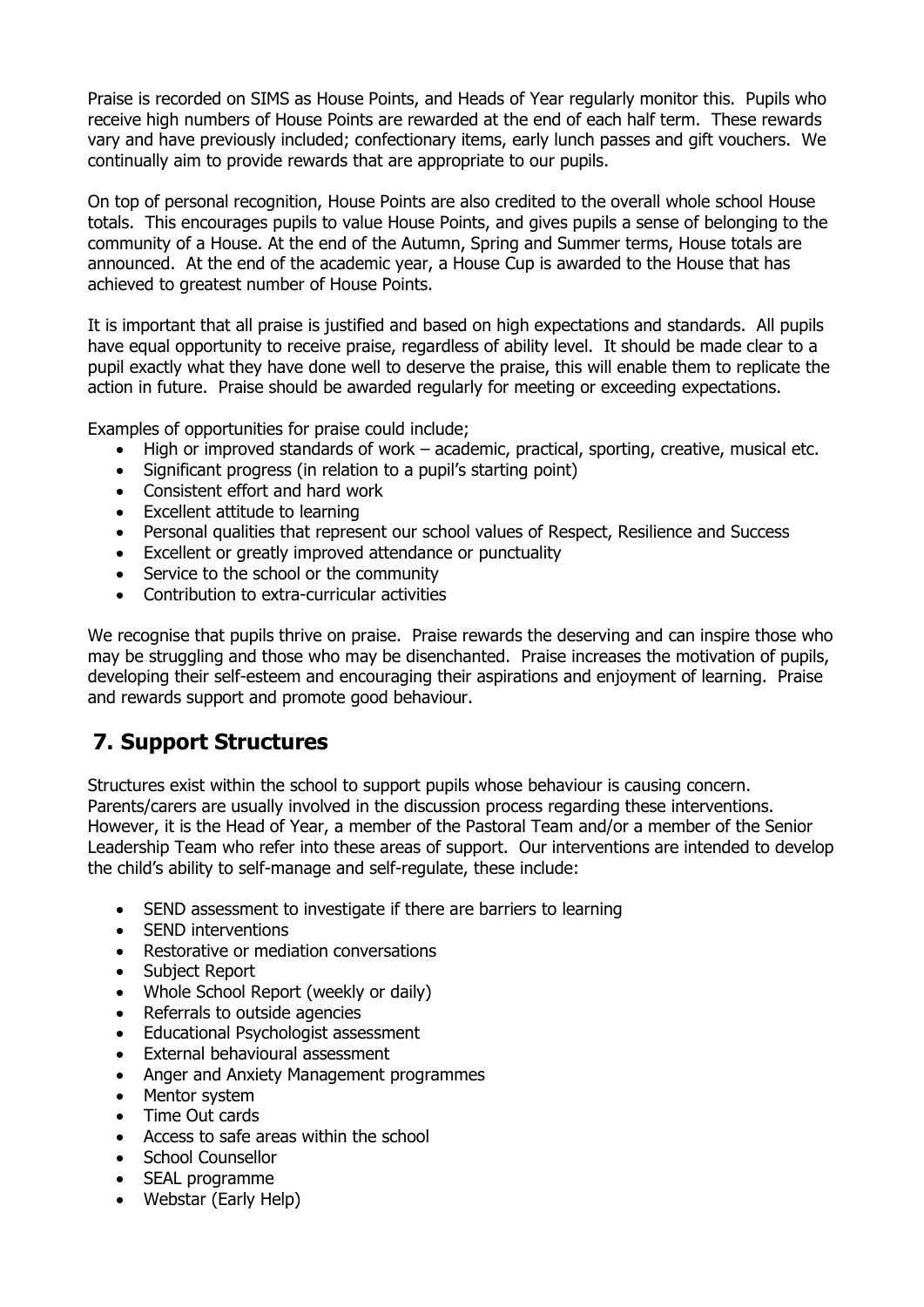Praise is recorded on SIMS as House Points, and Heads of Year regularly monitor this. Pupils who receive high numbers of House Points are rewarded at the end of each half term. These rewards vary and have previously included; confectionary items, early lunch passes and gift vouchers. We continually aim to provide rewards that are appropriate to our pupils.

On top of personal recognition, House Points are also credited to the overall whole school House totals. This encourages pupils to value House Points, and gives pupils a sense of belonging to the community of a House. At the end of the Autumn, Spring and Summer terms, House totals are announced. At the end of the academic year, a House Cup is awarded to the House that has achieved to greatest number of House Points.

It is important that all praise is justified and based on high expectations and standards. All pupils have equal opportunity to receive praise, regardless of ability level. It should be made clear to a pupil exactly what they have done well to deserve the praise, this will enable them to replicate the action in future. Praise should be awarded regularly for meeting or exceeding expectations.

Examples of opportunities for praise could include;

- High or improved standards of work – academic, practical, sporting, creative, musical etc.
- Significant progress (in relation to a pupil's starting point)
- Consistent effort and hard work
- Excellent attitude to learning
- Personal qualities that represent our school values of Respect, Resilience and Success
- Excellent or greatly improved attendance or punctuality
- Service to the school or the community
- Contribution to extra-curricular activities

We recognise that pupils thrive on praise. Praise rewards the deserving and can inspire those who may be struggling and those who may be disenchanted. Praise increases the motivation of pupils, developing their self-esteem and encouraging their aspirations and enjoyment of learning. Praise and rewards support and promote good behaviour.

## 7. Support Structures

Structures exist within the school to support pupils whose behaviour is causing concern. Parents/carers are usually involved in the discussion process regarding these interventions. However, it is the Head of Year, a member of the Pastoral Team and/or a member of the Senior Leadership Team who refer into these areas of support. Our interventions are intended to develop the child's ability to self-manage and self-regulate, these include:

- SEND assessment to investigate if there are barriers to learning
- SEND interventions
- Restorative or mediation conversations
- Subject Report
- Whole School Report (weekly or daily)
- Referrals to outside agencies
- Educational Psychologist assessment
- External behavioural assessment
- Anger and Anxiety Management programmes
- Mentor system
- Time Out cards
- Access to safe areas within the school
- School Counsellor
- SEAL programme
- Webstar (Early Help)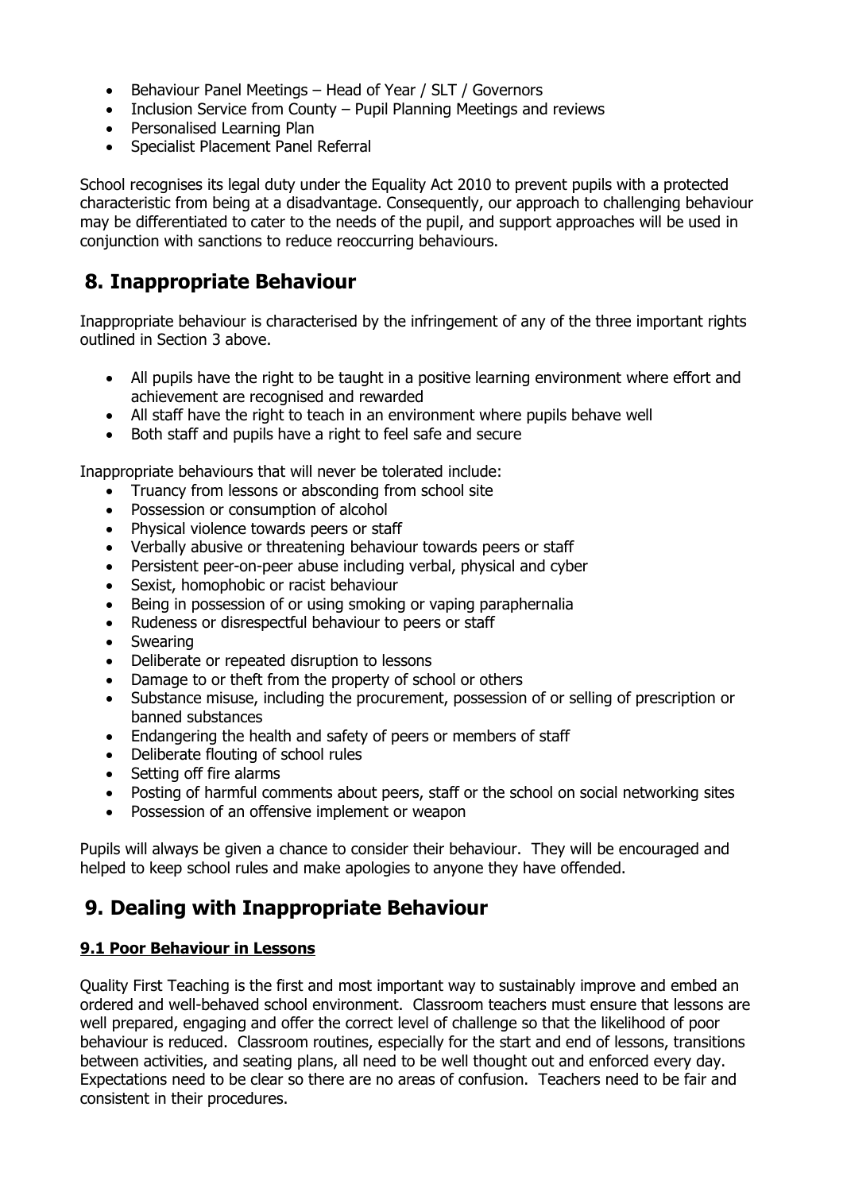- Behaviour Panel Meetings – Head of Year / SLT / Governors
- Inclusion Service from County – Pupil Planning Meetings and reviews
- Personalised Learning Plan
- Specialist Placement Panel Referral

School recognises its legal duty under the Equality Act 2010 to prevent pupils with a protected characteristic from being at a disadvantage. Consequently, our approach to challenging behaviour may be differentiated to cater to the needs of the pupil, and support approaches will be used in conjunction with sanctions to reduce reoccurring behaviours.

## 8. Inappropriate Behaviour

Inappropriate behaviour is characterised by the infringement of any of the three important rights outlined in Section 3 above.

- All pupils have the right to be taught in a positive learning environment where effort and achievement are recognised and rewarded
- All staff have the right to teach in an environment where pupils behave well
- Both staff and pupils have a right to feel safe and secure

Inappropriate behaviours that will never be tolerated include:

- Truancy from lessons or absconding from school site
- Possession or consumption of alcohol
- Physical violence towards peers or staff
- Verbally abusive or threatening behaviour towards peers or staff
- Persistent peer-on-peer abuse including verbal, physical and cyber
- Sexist, homophobic or racist behaviour
- Being in possession of or using smoking or vaping paraphernalia
- Rudeness or disrespectful behaviour to peers or staff
- Swearing
- Deliberate or repeated disruption to lessons
- Damage to or theft from the property of school or others
- Substance misuse, including the procurement, possession of or selling of prescription or banned substances
- Endangering the health and safety of peers or members of staff
- Deliberate flouting of school rules
- Setting off fire alarms
- Posting of harmful comments about peers, staff or the school on social networking sites
- Possession of an offensive implement or weapon

Pupils will always be given a chance to consider their behaviour. They will be encouraged and helped to keep school rules and make apologies to anyone they have offended.

## 9. Dealing with Inappropriate Behaviour

### 9.1 Poor Behaviour in Lessons

Quality First Teaching is the first and most important way to sustainably improve and embed an ordered and well-behaved school environment. Classroom teachers must ensure that lessons are well prepared, engaging and offer the correct level of challenge so that the likelihood of poor behaviour is reduced. Classroom routines, especially for the start and end of lessons, transitions between activities, and seating plans, all need to be well thought out and enforced every day. Expectations need to be clear so there are no areas of confusion. Teachers need to be fair and consistent in their procedures.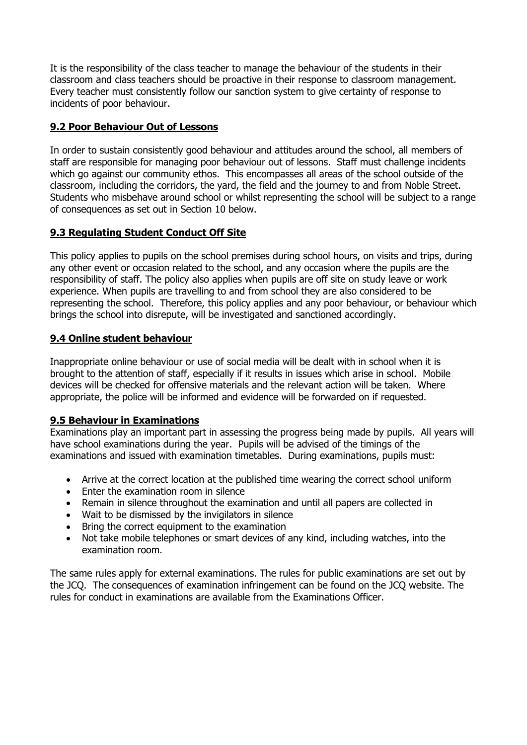It is the responsibility of the class teacher to manage the behaviour of the students in their classroom and class teachers should be proactive in their response to classroom management. Every teacher must consistently follow our sanction system to give certainty of response to incidents of poor behaviour.

### 9.2 Poor Behaviour Out of Lessons

In order to sustain consistently good behaviour and attitudes around the school, all members of staff are responsible for managing poor behaviour out of lessons. Staff must challenge incidents which go against our community ethos. This encompasses all areas of the school outside of the classroom, including the corridors, the yard, the field and the journey to and from Noble Street. Students who misbehave around school or whilst representing the school will be subject to a range of consequences as set out in Section 10 below.

### 9.3 Regulating Student Conduct Off Site

This policy applies to pupils on the school premises during school hours, on visits and trips, during any other event or occasion related to the school, and any occasion where the pupils are the responsibility of staff. The policy also applies when pupils are off site on study leave or work experience. When pupils are travelling to and from school they are also considered to be representing the school. Therefore, this policy applies and any poor behaviour, or behaviour which brings the school into disrepute, will be investigated and sanctioned accordingly.

### 9.4 Online student behaviour

Inappropriate online behaviour or use of social media will be dealt with in school when it is brought to the attention of staff, especially if it results in issues which arise in school. Mobile devices will be checked for offensive materials and the relevant action will be taken. Where appropriate, the police will be informed and evidence will be forwarded on if requested.

### 9.5 Behaviour in Examinations

Examinations play an important part in assessing the progress being made by pupils. All years will have school examinations during the year. Pupils will be advised of the timings of the examinations and issued with examination timetables. During examinations, pupils must:

- Arrive at the correct location at the published time wearing the correct school uniform
- Enter the examination room in silence
- Remain in silence throughout the examination and until all papers are collected in
- Wait to be dismissed by the invigilators in silence
- Bring the correct equipment to the examination
- Not take mobile telephones or smart devices of any kind, including watches, into the examination room.

The same rules apply for external examinations. The rules for public examinations are set out by the JCQ. The consequences of examination infringement can be found on the JCQ website. The rules for conduct in examinations are available from the Examinations Officer.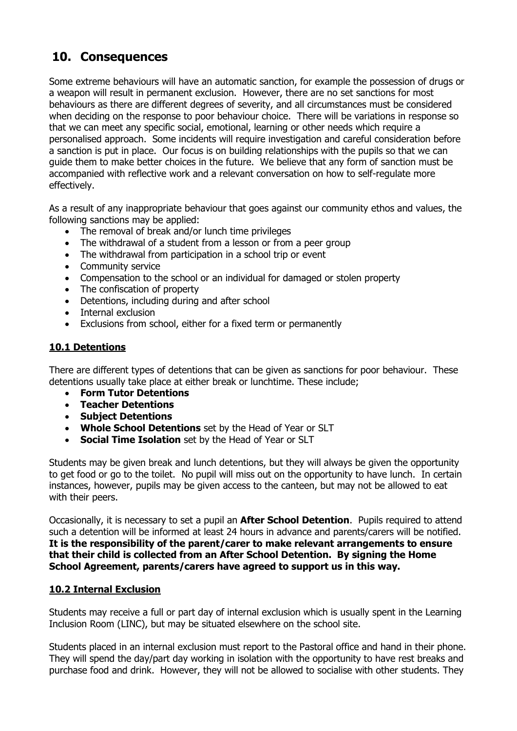## 10. Consequences

Some extreme behaviours will have an automatic sanction, for example the possession of drugs or a weapon will result in permanent exclusion. However, there are no set sanctions for most behaviours as there are different degrees of severity, and all circumstances must be considered when deciding on the response to poor behaviour choice. There will be variations in response so that we can meet any specific social, emotional, learning or other needs which require a personalised approach. Some incidents will require investigation and careful consideration before a sanction is put in place. Our focus is on building relationships with the pupils so that we can guide them to make better choices in the future. We believe that any form of sanction must be accompanied with reflective work and a relevant conversation on how to self-regulate more effectively.

As a result of any inappropriate behaviour that goes against our community ethos and values, the following sanctions may be applied:

- The removal of break and/or lunch time privileges
- The withdrawal of a student from a lesson or from a peer group
- The withdrawal from participation in a school trip or event
- Community service
- Compensation to the school or an individual for damaged or stolen property
- The confiscation of property
- Detentions, including during and after school
- Internal exclusion
- Exclusions from school, either for a fixed term or permanently

### 10.1 Detentions

There are different types of detentions that can be given as sanctions for poor behaviour. These detentions usually take place at either break or lunchtime. These include;

- **Form Tutor Detentions**
- **Teacher Detentions**
- **Subject Detentions**
- **Whole School Detentions** set by the Head of Year or SLT
- **Social Time Isolation** set by the Head of Year or SLT

Students may be given break and lunch detentions, but they will always be given the opportunity to get food or go to the toilet. No pupil will miss out on the opportunity to have lunch. In certain instances, however, pupils may be given access to the canteen, but may not be allowed to eat with their peers.

Occasionally, it is necessary to set a pupil an **After School Detention**. Pupils required to attend such a detention will be informed at least 24 hours in advance and parents/carers will be notified. **It is the responsibility of the parent/carer to make relevant arrangements to ensure that their child is collected from an After School Detention. By signing the Home School Agreement, parents/carers have agreed to support us in this way.**

### 10.2 Internal Exclusion

Students may receive a full or part day of internal exclusion which is usually spent in the Learning Inclusion Room (LINC), but may be situated elsewhere on the school site.

Students placed in an internal exclusion must report to the Pastoral office and hand in their phone. They will spend the day/part day working in isolation with the opportunity to have rest breaks and purchase food and drink. However, they will not be allowed to socialise with other students. They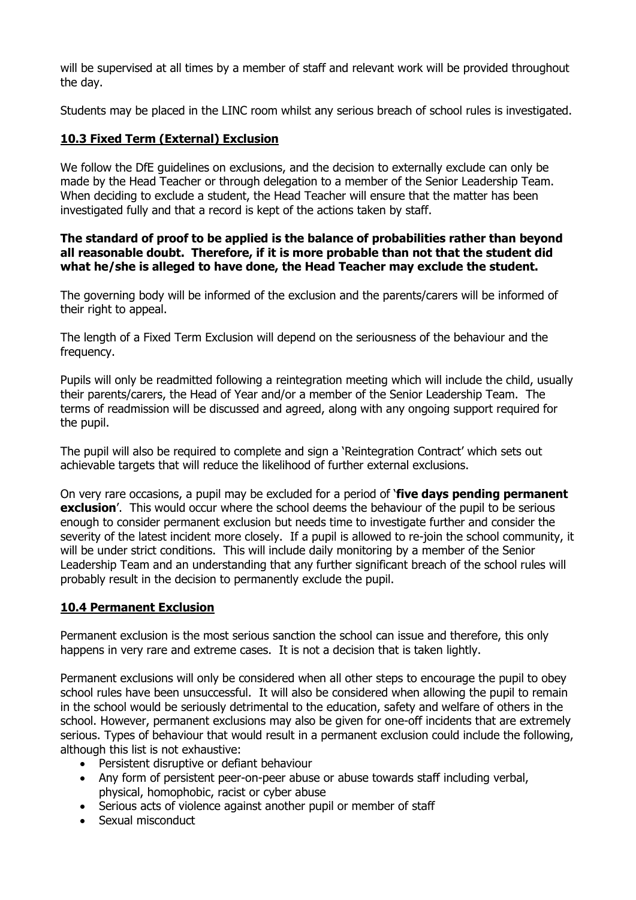will be supervised at all times by a member of staff and relevant work will be provided throughout the day.

Students may be placed in the LINC room whilst any serious breach of school rules is investigated.

### 10.3 Fixed Term (External) Exclusion

We follow the DfE guidelines on exclusions, and the decision to externally exclude can only be made by the Head Teacher or through delegation to a member of the Senior Leadership Team. When deciding to exclude a student, the Head Teacher will ensure that the matter has been investigated fully and that a record is kept of the actions taken by staff.

**The standard of proof to be applied is the balance of probabilities rather than beyond all reasonable doubt. Therefore, if it is more probable than not that the student did what he/she is alleged to have done, the Head Teacher may exclude the student.**

The governing body will be informed of the exclusion and the parents/carers will be informed of their right to appeal.

The length of a Fixed Term Exclusion will depend on the seriousness of the behaviour and the frequency.

Pupils will only be readmitted following a reintegration meeting which will include the child, usually their parents/carers, the Head of Year and/or a member of the Senior Leadership Team. The terms of readmission will be discussed and agreed, along with any ongoing support required for the pupil.

The pupil will also be required to complete and sign a 'Reintegration Contract' which sets out achievable targets that will reduce the likelihood of further external exclusions.

On very rare occasions, a pupil may be excluded for a period of '**five days pending permanent exclusion**'. This would occur where the school deems the behaviour of the pupil to be serious enough to consider permanent exclusion but needs time to investigate further and consider the severity of the latest incident more closely. If a pupil is allowed to re-join the school community, it will be under strict conditions. This will include daily monitoring by a member of the Senior Leadership Team and an understanding that any further significant breach of the school rules will probably result in the decision to permanently exclude the pupil.

### 10.4 Permanent Exclusion

Permanent exclusion is the most serious sanction the school can issue and therefore, this only happens in very rare and extreme cases. It is not a decision that is taken lightly.

Permanent exclusions will only be considered when all other steps to encourage the pupil to obey school rules have been unsuccessful. It will also be considered when allowing the pupil to remain in the school would be seriously detrimental to the education, safety and welfare of others in the school. However, permanent exclusions may also be given for one-off incidents that are extremely serious. Types of behaviour that would result in a permanent exclusion could include the following, although this list is not exhaustive:

- Persistent disruptive or defiant behaviour
- Any form of persistent peer-on-peer abuse or abuse towards staff including verbal, physical, homophobic, racist or cyber abuse
- Serious acts of violence against another pupil or member of staff
- Sexual misconduct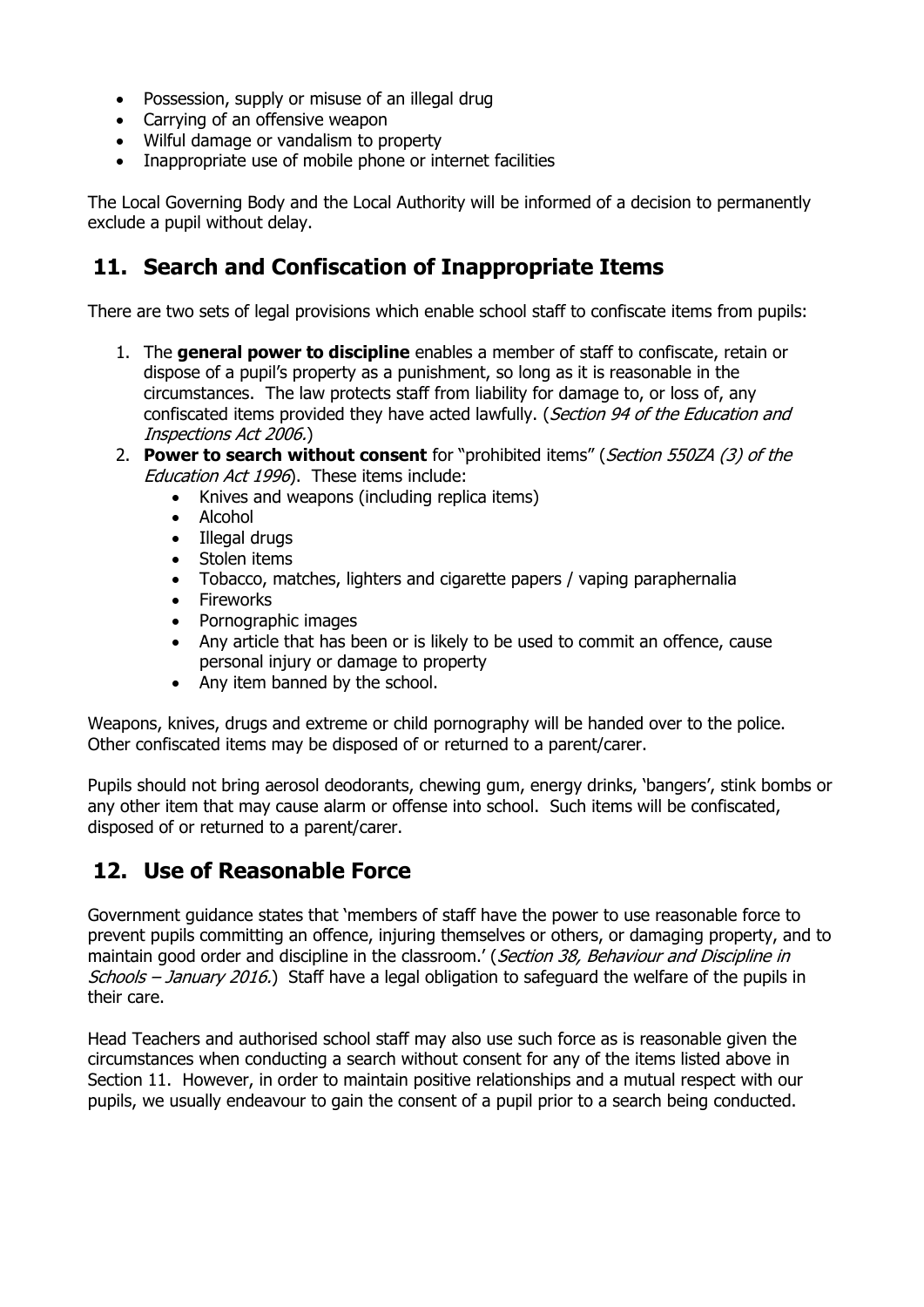- Possession, supply or misuse of an illegal drug
- Carrying of an offensive weapon
- Wilful damage or vandalism to property
- Inappropriate use of mobile phone or internet facilities

The Local Governing Body and the Local Authority will be informed of a decision to permanently exclude a pupil without delay.

## 11. Search and Confiscation of Inappropriate Items

There are two sets of legal provisions which enable school staff to confiscate items from pupils:

1. The **general power to discipline** enables a member of staff to confiscate, retain or dispose of a pupil's property as a punishment, so long as it is reasonable in the circumstances. The law protects staff from liability for damage to, or loss of, any confiscated items provided they have acted lawfully. (*Section 94 of the Education and Inspections Act 2006.*)
2. **Power to search without consent** for "prohibited items" (*Section 550ZA (3) of the Education Act 1996*). These items include:
   - Knives and weapons (including replica items)
   - Alcohol
   - Illegal drugs
   - Stolen items
   - Tobacco, matches, lighters and cigarette papers / vaping paraphernalia
   - Fireworks
   - Pornographic images
   - Any article that has been or is likely to be used to commit an offence, cause personal injury or damage to property
   - Any item banned by the school.

Weapons, knives, drugs and extreme or child pornography will be handed over to the police. Other confiscated items may be disposed of or returned to a parent/carer.

Pupils should not bring aerosol deodorants, chewing gum, energy drinks, 'bangers', stink bombs or any other item that may cause alarm or offense into school. Such items will be confiscated, disposed of or returned to a parent/carer.

## 12. Use of Reasonable Force

Government guidance states that 'members of staff have the power to use reasonable force to prevent pupils committing an offence, injuring themselves or others, or damaging property, and to maintain good order and discipline in the classroom.' (*Section 38, Behaviour and Discipline in Schools – January 2016.*) Staff have a legal obligation to safeguard the welfare of the pupils in their care.

Head Teachers and authorised school staff may also use such force as is reasonable given the circumstances when conducting a search without consent for any of the items listed above in Section 11. However, in order to maintain positive relationships and a mutual respect with our pupils, we usually endeavour to gain the consent of a pupil prior to a search being conducted.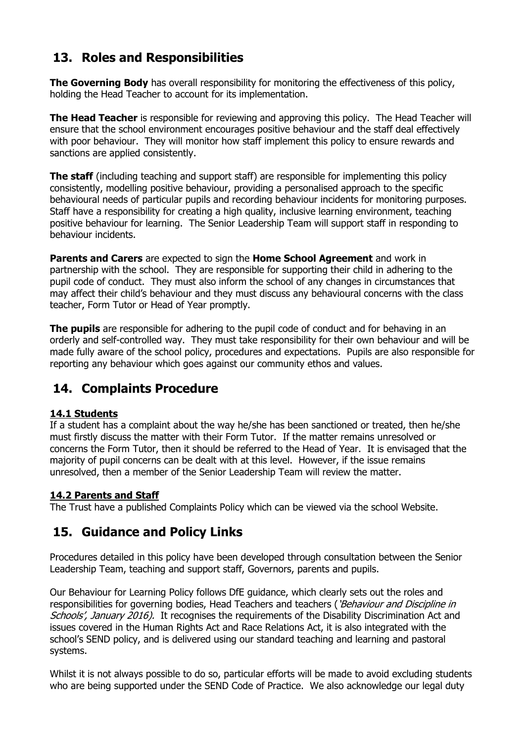## 13. Roles and Responsibilities

**The Governing Body** has overall responsibility for monitoring the effectiveness of this policy, holding the Head Teacher to account for its implementation.

**The Head Teacher** is responsible for reviewing and approving this policy. The Head Teacher will ensure that the school environment encourages positive behaviour and the staff deal effectively with poor behaviour. They will monitor how staff implement this policy to ensure rewards and sanctions are applied consistently.

**The staff** (including teaching and support staff) are responsible for implementing this policy consistently, modelling positive behaviour, providing a personalised approach to the specific behavioural needs of particular pupils and recording behaviour incidents for monitoring purposes. Staff have a responsibility for creating a high quality, inclusive learning environment, teaching positive behaviour for learning. The Senior Leadership Team will support staff in responding to behaviour incidents.

**Parents and Carers** are expected to sign the **Home School Agreement** and work in partnership with the school. They are responsible for supporting their child in adhering to the pupil code of conduct. They must also inform the school of any changes in circumstances that may affect their child's behaviour and they must discuss any behavioural concerns with the class teacher, Form Tutor or Head of Year promptly.

**The pupils** are responsible for adhering to the pupil code of conduct and for behaving in an orderly and self-controlled way. They must take responsibility for their own behaviour and will be made fully aware of the school policy, procedures and expectations. Pupils are also responsible for reporting any behaviour which goes against our community ethos and values.

## 14. Complaints Procedure

### 14.1 Students

If a student has a complaint about the way he/she has been sanctioned or treated, then he/she must firstly discuss the matter with their Form Tutor. If the matter remains unresolved or concerns the Form Tutor, then it should be referred to the Head of Year. It is envisaged that the majority of pupil concerns can be dealt with at this level. However, if the issue remains unresolved, then a member of the Senior Leadership Team will review the matter.

### 14.2 Parents and Staff

The Trust have a published Complaints Policy which can be viewed via the school Website.

## 15. Guidance and Policy Links

Procedures detailed in this policy have been developed through consultation between the Senior Leadership Team, teaching and support staff, Governors, parents and pupils.

Our Behaviour for Learning Policy follows DfE guidance, which clearly sets out the roles and responsibilities for governing bodies, Head Teachers and teachers (*'Behaviour and Discipline in Schools', January 2016).* It recognises the requirements of the Disability Discrimination Act and issues covered in the Human Rights Act and Race Relations Act, it is also integrated with the school's SEND policy, and is delivered using our standard teaching and learning and pastoral systems.

Whilst it is not always possible to do so, particular efforts will be made to avoid excluding students who are being supported under the SEND Code of Practice. We also acknowledge our legal duty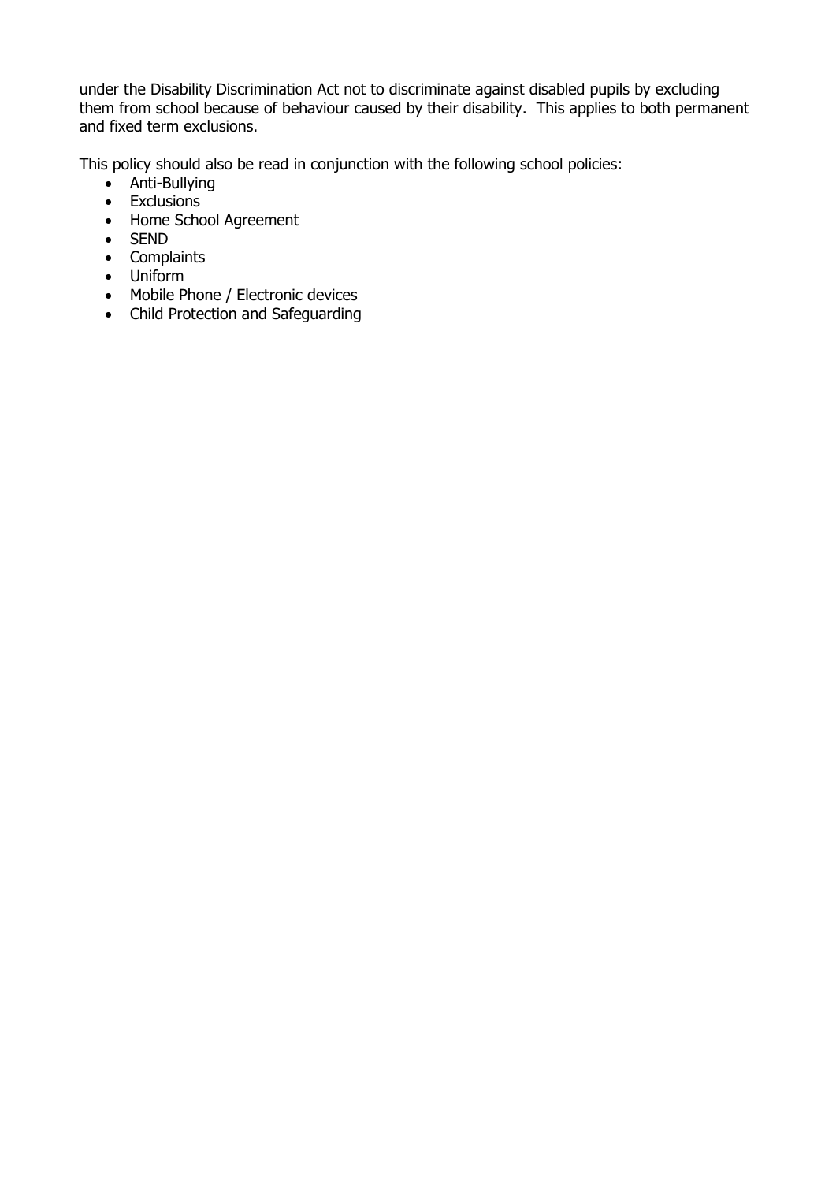under the Disability Discrimination Act not to discriminate against disabled pupils by excluding them from school because of behaviour caused by their disability. This applies to both permanent and fixed term exclusions.

This policy should also be read in conjunction with the following school policies:

- Anti-Bullying
- Exclusions
- Home School Agreement
- SEND
- Complaints
- Uniform
- Mobile Phone / Electronic devices
- Child Protection and Safeguarding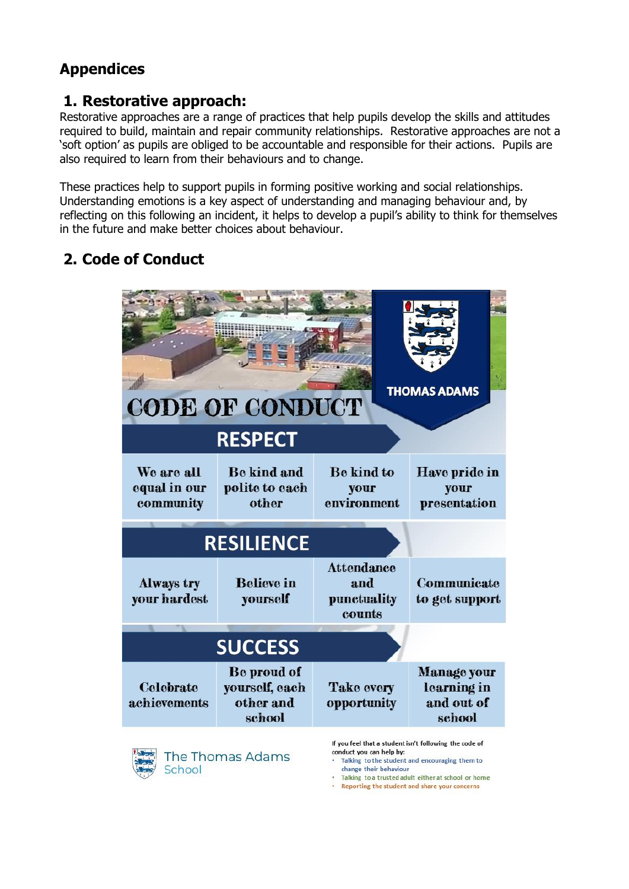## Appendices

### 1. Restorative approach:

Restorative approaches are a range of practices that help pupils develop the skills and attitudes required to build, maintain and repair community relationships. Restorative approaches are not a 'soft option' as pupils are obliged to be accountable and responsible for their actions. Pupils are also required to learn from their behaviours and to change.

These practices help to support pupils in forming positive working and social relationships. Understanding emotions is a key aspect of understanding and managing behaviour and, by reflecting on this following an incident, it helps to develop a pupil's ability to think for themselves in the future and make better choices about behaviour.

### 2. Code of Conduct

THOMAS ADAMS

CODE OF CONDUCT

| RESPECT | | | |
|---|---|---|---|
| We are all equal in our community | Be kind and polite to each other | Be kind to your environment | Have pride in your presentation |

| RESILIENCE | | | |
|---|---|---|---|
| Always try your hardest | Believe in yourself | Attendance and punctuality counts | Communicate to get support |

| SUCCESS | | | |
|---|---|---|---|
| Celebrate achievements | Be proud of yourself, each other and school | Take every opportunity | Manage your learning in and out of school |

The Thomas Adams School

If you feel that a student isn't following the code of conduct you can help by:

- Talking to the student and encouraging them to change their behaviour
- Talking to a trusted adult either at school or home
- Reporting the student and share your concerns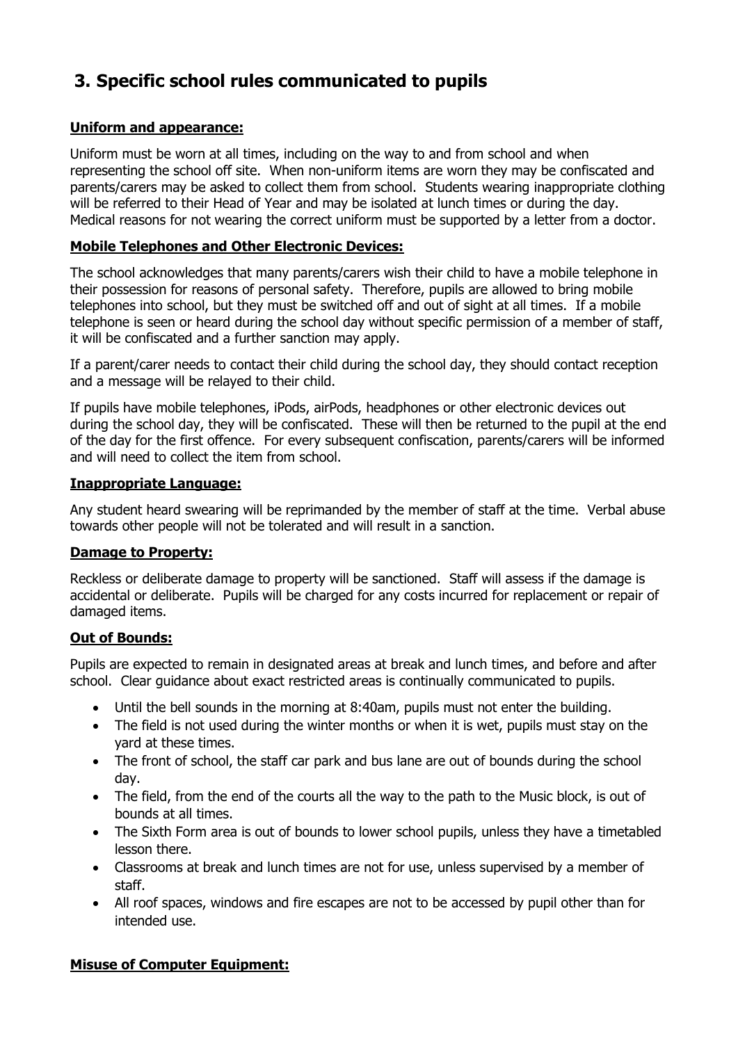## 3. Specific school rules communicated to pupils

**Uniform and appearance:**

Uniform must be worn at all times, including on the way to and from school and when representing the school off site. When non-uniform items are worn they may be confiscated and parents/carers may be asked to collect them from school. Students wearing inappropriate clothing will be referred to their Head of Year and may be isolated at lunch times or during the day. Medical reasons for not wearing the correct uniform must be supported by a letter from a doctor.

**Mobile Telephones and Other Electronic Devices:**

The school acknowledges that many parents/carers wish their child to have a mobile telephone in their possession for reasons of personal safety. Therefore, pupils are allowed to bring mobile telephones into school, but they must be switched off and out of sight at all times. If a mobile telephone is seen or heard during the school day without specific permission of a member of staff, it will be confiscated and a further sanction may apply.

If a parent/carer needs to contact their child during the school day, they should contact reception and a message will be relayed to their child.

If pupils have mobile telephones, iPods, airPods, headphones or other electronic devices out during the school day, they will be confiscated. These will then be returned to the pupil at the end of the day for the first offence. For every subsequent confiscation, parents/carers will be informed and will need to collect the item from school.

**Inappropriate Language:**

Any student heard swearing will be reprimanded by the member of staff at the time. Verbal abuse towards other people will not be tolerated and will result in a sanction.

**Damage to Property:**

Reckless or deliberate damage to property will be sanctioned. Staff will assess if the damage is accidental or deliberate. Pupils will be charged for any costs incurred for replacement or repair of damaged items.

**Out of Bounds:**

Pupils are expected to remain in designated areas at break and lunch times, and before and after school. Clear guidance about exact restricted areas is continually communicated to pupils.

- Until the bell sounds in the morning at 8:40am, pupils must not enter the building.
- The field is not used during the winter months or when it is wet, pupils must stay on the yard at these times.
- The front of school, the staff car park and bus lane are out of bounds during the school day.
- The field, from the end of the courts all the way to the path to the Music block, is out of bounds at all times.
- The Sixth Form area is out of bounds to lower school pupils, unless they have a timetabled lesson there.
- Classrooms at break and lunch times are not for use, unless supervised by a member of staff.
- All roof spaces, windows and fire escapes are not to be accessed by pupil other than for intended use.

**Misuse of Computer Equipment:**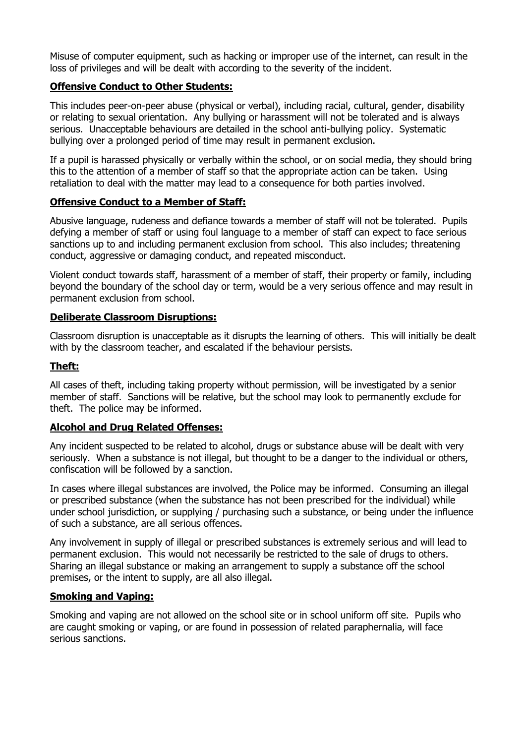Misuse of computer equipment, such as hacking or improper use of the internet, can result in the loss of privileges and will be dealt with according to the severity of the incident.

**Offensive Conduct to Other Students:**

This includes peer-on-peer abuse (physical or verbal), including racial, cultural, gender, disability or relating to sexual orientation. Any bullying or harassment will not be tolerated and is always serious. Unacceptable behaviours are detailed in the school anti-bullying policy. Systematic bullying over a prolonged period of time may result in permanent exclusion.

If a pupil is harassed physically or verbally within the school, or on social media, they should bring this to the attention of a member of staff so that the appropriate action can be taken. Using retaliation to deal with the matter may lead to a consequence for both parties involved.

**Offensive Conduct to a Member of Staff:**

Abusive language, rudeness and defiance towards a member of staff will not be tolerated. Pupils defying a member of staff or using foul language to a member of staff can expect to face serious sanctions up to and including permanent exclusion from school. This also includes; threatening conduct, aggressive or damaging conduct, and repeated misconduct.

Violent conduct towards staff, harassment of a member of staff, their property or family, including beyond the boundary of the school day or term, would be a very serious offence and may result in permanent exclusion from school.

**Deliberate Classroom Disruptions:**

Classroom disruption is unacceptable as it disrupts the learning of others. This will initially be dealt with by the classroom teacher, and escalated if the behaviour persists.

**Theft:**

All cases of theft, including taking property without permission, will be investigated by a senior member of staff. Sanctions will be relative, but the school may look to permanently exclude for theft. The police may be informed.

**Alcohol and Drug Related Offenses:**

Any incident suspected to be related to alcohol, drugs or substance abuse will be dealt with very seriously. When a substance is not illegal, but thought to be a danger to the individual or others, confiscation will be followed by a sanction.

In cases where illegal substances are involved, the Police may be informed. Consuming an illegal or prescribed substance (when the substance has not been prescribed for the individual) while under school jurisdiction, or supplying / purchasing such a substance, or being under the influence of such a substance, are all serious offences.

Any involvement in supply of illegal or prescribed substances is extremely serious and will lead to permanent exclusion. This would not necessarily be restricted to the sale of drugs to others. Sharing an illegal substance or making an arrangement to supply a substance off the school premises, or the intent to supply, are all also illegal.

**Smoking and Vaping:**

Smoking and vaping are not allowed on the school site or in school uniform off site. Pupils who are caught smoking or vaping, or are found in possession of related paraphernalia, will face serious sanctions.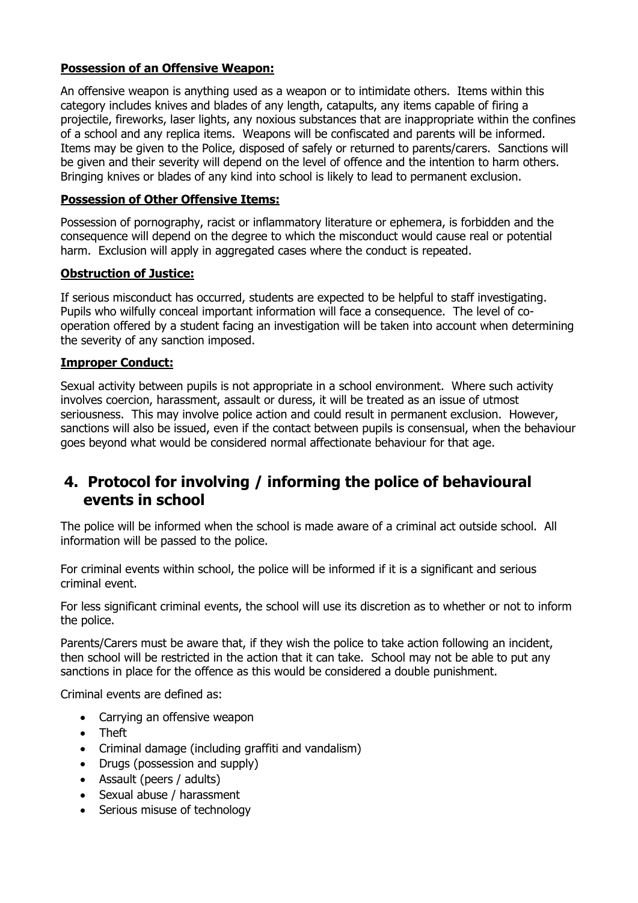**Possession of an Offensive Weapon:**

An offensive weapon is anything used as a weapon or to intimidate others. Items within this category includes knives and blades of any length, catapults, any items capable of firing a projectile, fireworks, laser lights, any noxious substances that are inappropriate within the confines of a school and any replica items. Weapons will be confiscated and parents will be informed. Items may be given to the Police, disposed of safely or returned to parents/carers. Sanctions will be given and their severity will depend on the level of offence and the intention to harm others. Bringing knives or blades of any kind into school is likely to lead to permanent exclusion.

**Possession of Other Offensive Items:**

Possession of pornography, racist or inflammatory literature or ephemera, is forbidden and the consequence will depend on the degree to which the misconduct would cause real or potential harm. Exclusion will apply in aggregated cases where the conduct is repeated.

**Obstruction of Justice:**

If serious misconduct has occurred, students are expected to be helpful to staff investigating. Pupils who wilfully conceal important information will face a consequence. The level of co-operation offered by a student facing an investigation will be taken into account when determining the severity of any sanction imposed.

**Improper Conduct:**

Sexual activity between pupils is not appropriate in a school environment. Where such activity involves coercion, harassment, assault or duress, it will be treated as an issue of utmost seriousness. This may involve police action and could result in permanent exclusion. However, sanctions will also be issued, even if the contact between pupils is consensual, when the behaviour goes beyond what would be considered normal affectionate behaviour for that age.

## 4. Protocol for involving / informing the police of behavioural events in school

The police will be informed when the school is made aware of a criminal act outside school. All information will be passed to the police.

For criminal events within school, the police will be informed if it is a significant and serious criminal event.

For less significant criminal events, the school will use its discretion as to whether or not to inform the police.

Parents/Carers must be aware that, if they wish the police to take action following an incident, then school will be restricted in the action that it can take. School may not be able to put any sanctions in place for the offence as this would be considered a double punishment.

Criminal events are defined as:

- Carrying an offensive weapon
- Theft
- Criminal damage (including graffiti and vandalism)
- Drugs (possession and supply)
- Assault (peers / adults)
- Sexual abuse / harassment
- Serious misuse of technology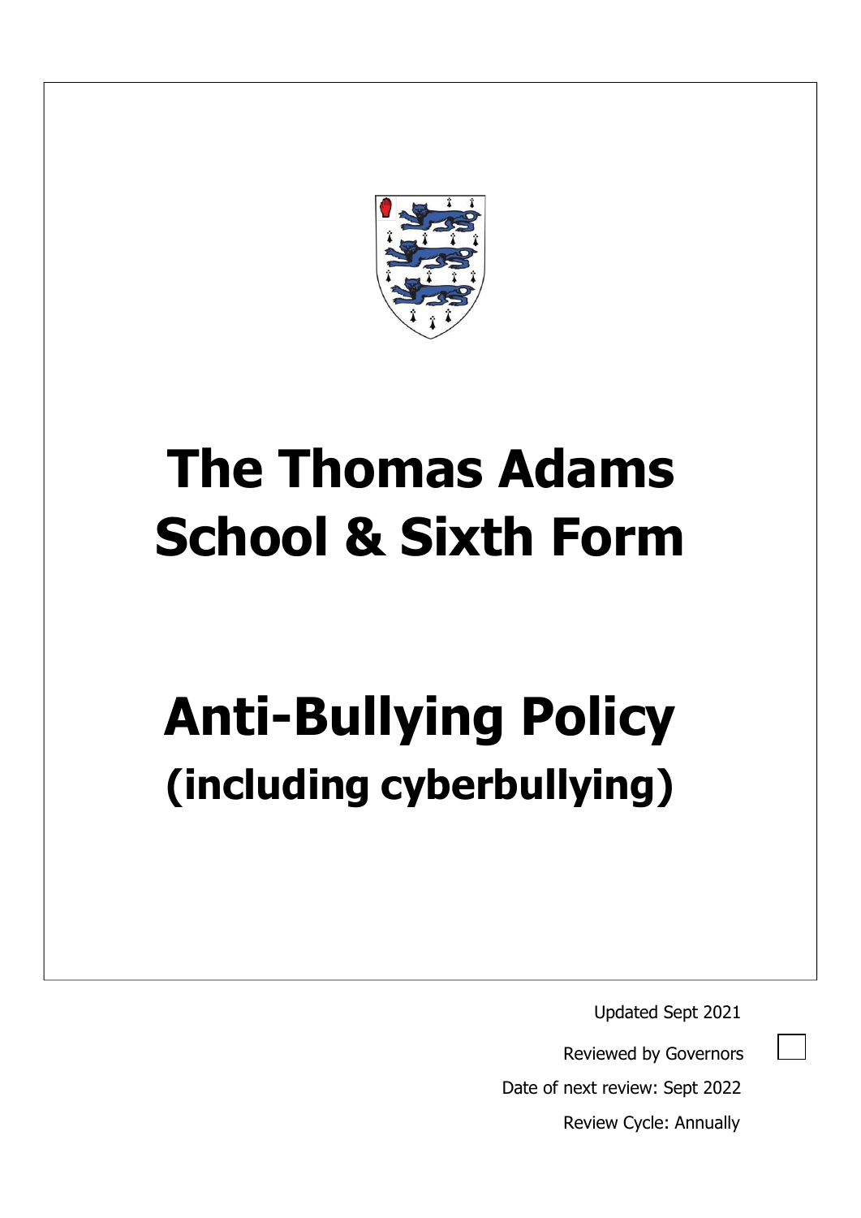# The Thomas Adams School & Sixth Form

# Anti-Bullying Policy

## (including cyberbullying)

Updated Sept 2021

Reviewed by Governors

Date of next review: Sept 2022

Review Cycle: Annually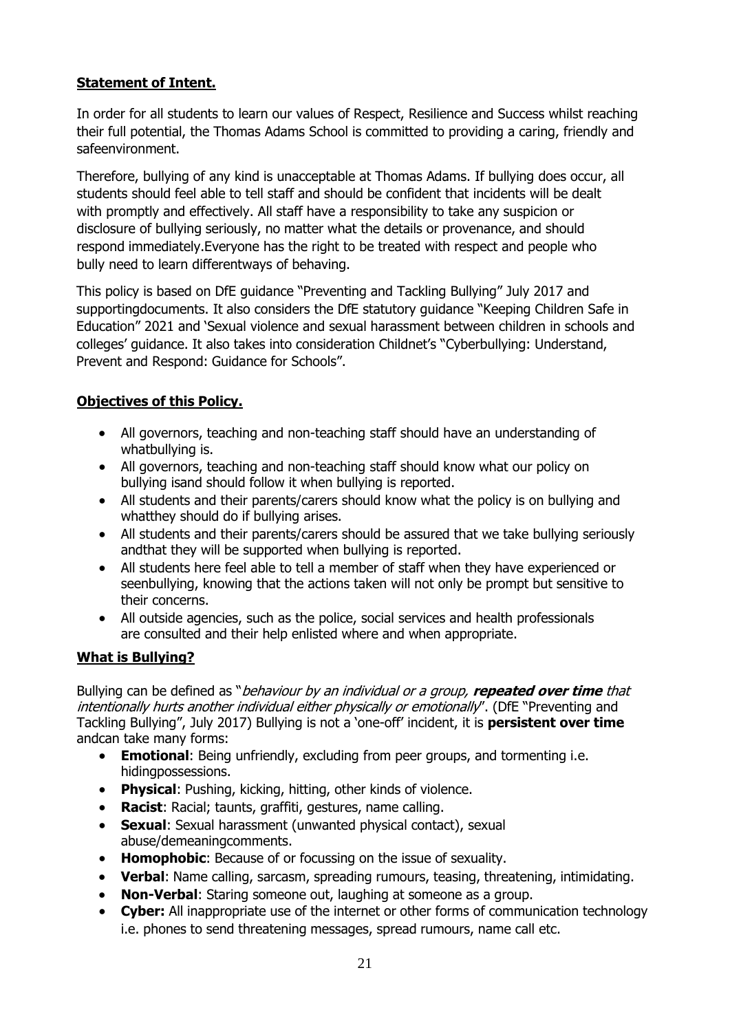## **Statement of Intent.**

In order for all students to learn our values of Respect, Resilience and Success whilst reaching their full potential, the Thomas Adams School is committed to providing a caring, friendly and safeenvironment.

Therefore, bullying of any kind is unacceptable at Thomas Adams. If bullying does occur, all students should feel able to tell staff and should be confident that incidents will be dealt with promptly and effectively. All staff have a responsibility to take any suspicion or disclosure of bullying seriously, no matter what the details or provenance, and should respond immediately.Everyone has the right to be treated with respect and people who bully need to learn differentways of behaving.

This policy is based on DfE guidance "Preventing and Tackling Bullying" July 2017 and supportingdocuments. It also considers the DfE statutory guidance "Keeping Children Safe in Education" 2021 and 'Sexual violence and sexual harassment between children in schools and colleges' guidance. It also takes into consideration Childnet's "Cyberbullying: Understand, Prevent and Respond: Guidance for Schools".

## **Objectives of this Policy.**

- All governors, teaching and non-teaching staff should have an understanding of whatbullying is.
- All governors, teaching and non-teaching staff should know what our policy on bullying isand should follow it when bullying is reported.
- All students and their parents/carers should know what the policy is on bullying and whatthey should do if bullying arises.
- All students and their parents/carers should be assured that we take bullying seriously andthat they will be supported when bullying is reported.
- All students here feel able to tell a member of staff when they have experienced or seenbullying, knowing that the actions taken will not only be prompt but sensitive to their concerns.
- All outside agencies, such as the police, social services and health professionals are consulted and their help enlisted where and when appropriate.

## **What is Bullying?**

Bullying can be defined as "*behaviour by an individual or a group, **repeated over time** that intentionally hurts another individual either physically or emotionally*". (DfE "Preventing and Tackling Bullying", July 2017) Bullying is not a 'one-off' incident, it is **persistent over time** andcan take many forms:

- **Emotional**: Being unfriendly, excluding from peer groups, and tormenting i.e. hidingpossessions.
- **Physical**: Pushing, kicking, hitting, other kinds of violence.
- **Racist**: Racial; taunts, graffiti, gestures, name calling.
- **Sexual**: Sexual harassment (unwanted physical contact), sexual abuse/demeaningcomments.
- **Homophobic**: Because of or focussing on the issue of sexuality.
- **Verbal**: Name calling, sarcasm, spreading rumours, teasing, threatening, intimidating.
- **Non-Verbal**: Staring someone out, laughing at someone as a group.
- **Cyber:** All inappropriate use of the internet or other forms of communication technology i.e. phones to send threatening messages, spread rumours, name call etc.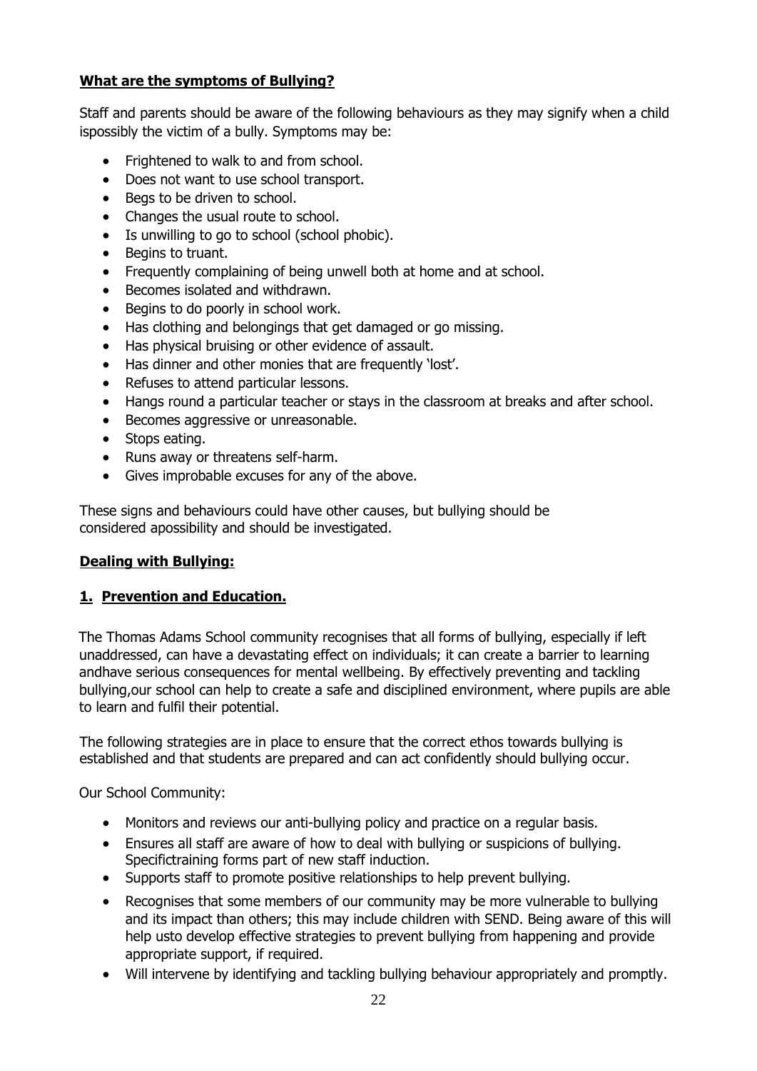**What are the symptoms of Bullying?**

Staff and parents should be aware of the following behaviours as they may signify when a child ispossibly the victim of a bully. Symptoms may be:

- Frightened to walk to and from school.
- Does not want to use school transport.
- Begs to be driven to school.
- Changes the usual route to school.
- Is unwilling to go to school (school phobic).
- Begins to truant.
- Frequently complaining of being unwell both at home and at school.
- Becomes isolated and withdrawn.
- Begins to do poorly in school work.
- Has clothing and belongings that get damaged or go missing.
- Has physical bruising or other evidence of assault.
- Has dinner and other monies that are frequently 'lost'.
- Refuses to attend particular lessons.
- Hangs round a particular teacher or stays in the classroom at breaks and after school.
- Becomes aggressive or unreasonable.
- Stops eating.
- Runs away or threatens self-harm.
- Gives improbable excuses for any of the above.

These signs and behaviours could have other causes, but bullying should be considered apossibility and should be investigated.

**Dealing with Bullying:**

**1. Prevention and Education.**

The Thomas Adams School community recognises that all forms of bullying, especially if left unaddressed, can have a devastating effect on individuals; it can create a barrier to learning andhave serious consequences for mental wellbeing. By effectively preventing and tackling bullying,our school can help to create a safe and disciplined environment, where pupils are able to learn and fulfil their potential.

The following strategies are in place to ensure that the correct ethos towards bullying is established and that students are prepared and can act confidently should bullying occur.

Our School Community:

- Monitors and reviews our anti-bullying policy and practice on a regular basis.
- Ensures all staff are aware of how to deal with bullying or suspicions of bullying. Specifictraining forms part of new staff induction.
- Supports staff to promote positive relationships to help prevent bullying.
- Recognises that some members of our community may be more vulnerable to bullying and its impact than others; this may include children with SEND. Being aware of this will help usto develop effective strategies to prevent bullying from happening and provide appropriate support, if required.
- Will intervene by identifying and tackling bullying behaviour appropriately and promptly.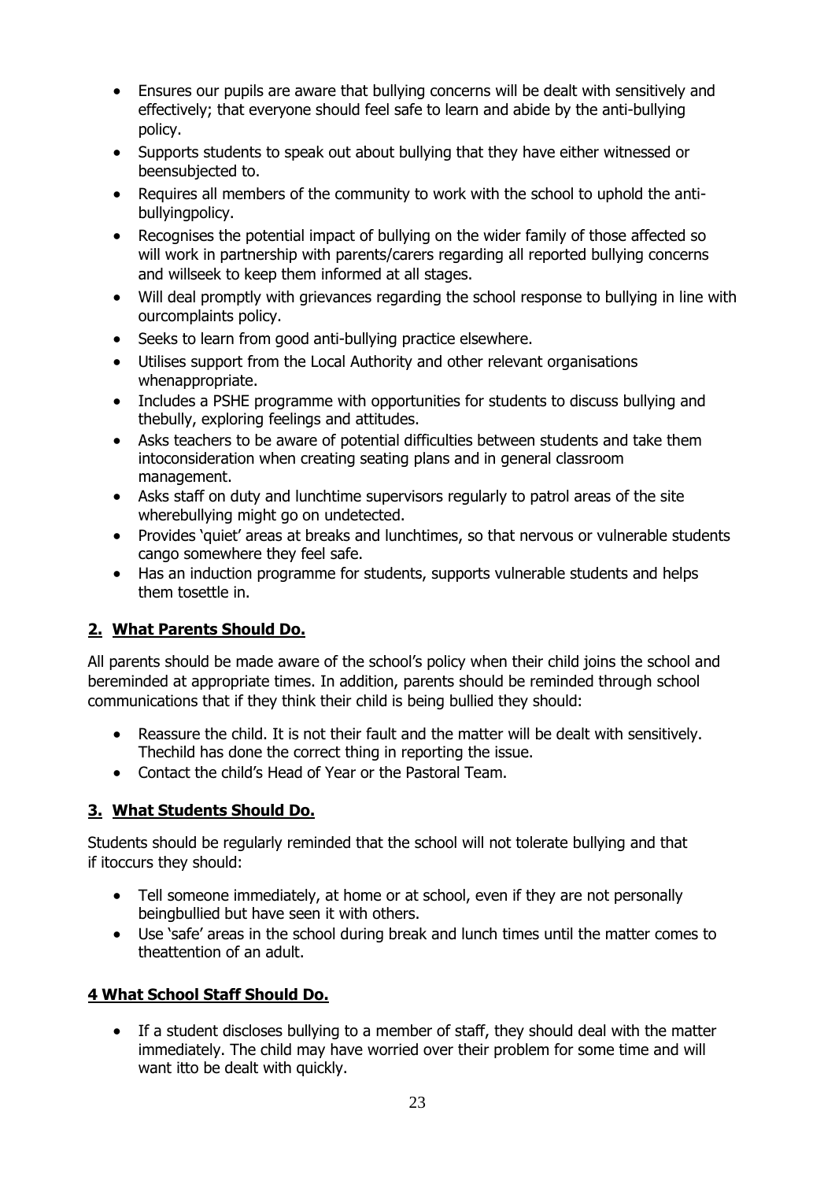- Ensures our pupils are aware that bullying concerns will be dealt with sensitively and effectively; that everyone should feel safe to learn and abide by the anti-bullying policy.
- Supports students to speak out about bullying that they have either witnessed or beensubjected to.
- Requires all members of the community to work with the school to uphold the anti-bullyingpolicy.
- Recognises the potential impact of bullying on the wider family of those affected so will work in partnership with parents/carers regarding all reported bullying concerns and willseek to keep them informed at all stages.
- Will deal promptly with grievances regarding the school response to bullying in line with ourcomplaints policy.
- Seeks to learn from good anti-bullying practice elsewhere.
- Utilises support from the Local Authority and other relevant organisations whenappropriate.
- Includes a PSHE programme with opportunities for students to discuss bullying and thebully, exploring feelings and attitudes.
- Asks teachers to be aware of potential difficulties between students and take them intoconsideration when creating seating plans and in general classroom management.
- Asks staff on duty and lunchtime supervisors regularly to patrol areas of the site wherebullying might go on undetected.
- Provides 'quiet' areas at breaks and lunchtimes, so that nervous or vulnerable students cango somewhere they feel safe.
- Has an induction programme for students, supports vulnerable students and helps them tosettle in.

## 2. What Parents Should Do.

All parents should be made aware of the school's policy when their child joins the school and bereminded at appropriate times. In addition, parents should be reminded through school communications that if they think their child is being bullied they should:

- Reassure the child. It is not their fault and the matter will be dealt with sensitively. Thechild has done the correct thing in reporting the issue.
- Contact the child's Head of Year or the Pastoral Team.

## 3. What Students Should Do.

Students should be regularly reminded that the school will not tolerate bullying and that if itoccurs they should:

- Tell someone immediately, at home or at school, even if they are not personally beingbullied but have seen it with others.
- Use 'safe' areas in the school during break and lunch times until the matter comes to theattention of an adult.

## 4 What School Staff Should Do.

- If a student discloses bullying to a member of staff, they should deal with the matter immediately. The child may have worried over their problem for some time and will want itto be dealt with quickly.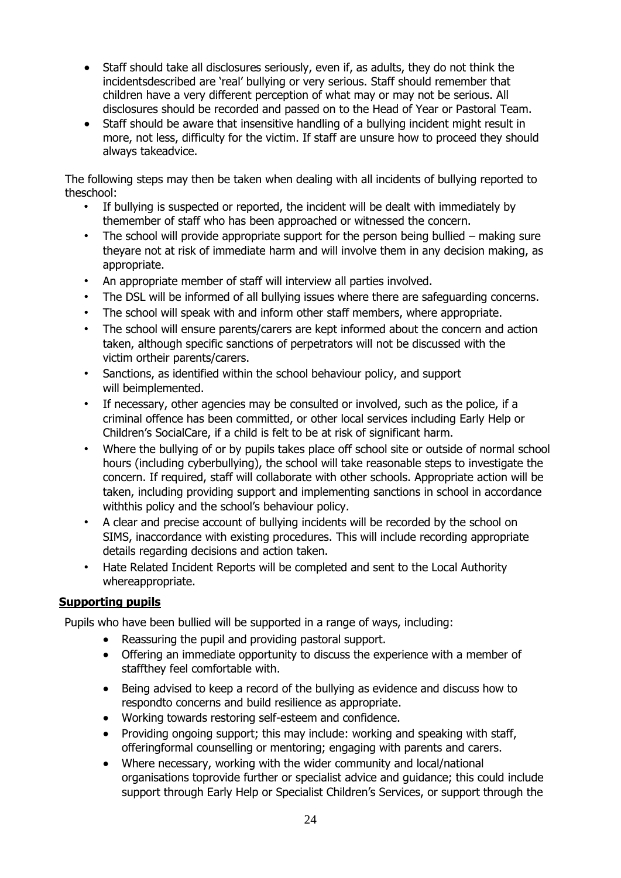- Staff should take all disclosures seriously, even if, as adults, they do not think the incidentsdescribed are 'real' bullying or very serious. Staff should remember that children have a very different perception of what may or may not be serious. All disclosures should be recorded and passed on to the Head of Year or Pastoral Team.
- Staff should be aware that insensitive handling of a bullying incident might result in more, not less, difficulty for the victim. If staff are unsure how to proceed they should always takeadvice.

The following steps may then be taken when dealing with all incidents of bullying reported to theschool:

- If bullying is suspected or reported, the incident will be dealt with immediately by themember of staff who has been approached or witnessed the concern.
- The school will provide appropriate support for the person being bullied – making sure theyare not at risk of immediate harm and will involve them in any decision making, as appropriate.
- An appropriate member of staff will interview all parties involved.
- The DSL will be informed of all bullying issues where there are safeguarding concerns.
- The school will speak with and inform other staff members, where appropriate.
- The school will ensure parents/carers are kept informed about the concern and action taken, although specific sanctions of perpetrators will not be discussed with the victim ortheir parents/carers.
- Sanctions, as identified within the school behaviour policy, and support will beimplemented.
- If necessary, other agencies may be consulted or involved, such as the police, if a criminal offence has been committed, or other local services including Early Help or Children's SocialCare, if a child is felt to be at risk of significant harm.
- Where the bullying of or by pupils takes place off school site or outside of normal school hours (including cyberbullying), the school will take reasonable steps to investigate the concern. If required, staff will collaborate with other schools. Appropriate action will be taken, including providing support and implementing sanctions in school in accordance withthis policy and the school's behaviour policy.
- A clear and precise account of bullying incidents will be recorded by the school on SIMS, inaccordance with existing procedures. This will include recording appropriate details regarding decisions and action taken.
- Hate Related Incident Reports will be completed and sent to the Local Authority whereappropriate.

**Supporting pupils**

Pupils who have been bullied will be supported in a range of ways, including:

- Reassuring the pupil and providing pastoral support.
- Offering an immediate opportunity to discuss the experience with a member of staffthey feel comfortable with.
- Being advised to keep a record of the bullying as evidence and discuss how to respondto concerns and build resilience as appropriate.
- Working towards restoring self-esteem and confidence.
- Providing ongoing support; this may include: working and speaking with staff, offeringformal counselling or mentoring; engaging with parents and carers.
- Where necessary, working with the wider community and local/national organisations toprovide further or specialist advice and guidance; this could include support through Early Help or Specialist Children's Services, or support through the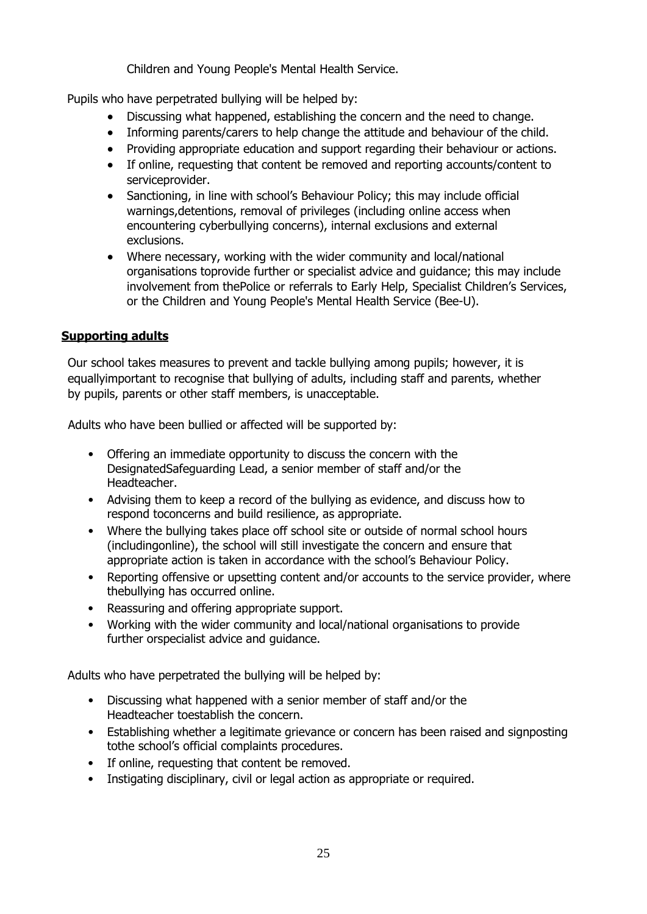Children and Young People's Mental Health Service.

Pupils who have perpetrated bullying will be helped by:

- Discussing what happened, establishing the concern and the need to change.
- Informing parents/carers to help change the attitude and behaviour of the child.
- Providing appropriate education and support regarding their behaviour or actions.
- If online, requesting that content be removed and reporting accounts/content to serviceprovider.
- Sanctioning, in line with school's Behaviour Policy; this may include official warnings,detentions, removal of privileges (including online access when encountering cyberbullying concerns), internal exclusions and external exclusions.
- Where necessary, working with the wider community and local/national organisations toprovide further or specialist advice and guidance; this may include involvement from thePolice or referrals to Early Help, Specialist Children's Services, or the Children and Young People's Mental Health Service (Bee-U).

**Supporting adults**

Our school takes measures to prevent and tackle bullying among pupils; however, it is equallyimportant to recognise that bullying of adults, including staff and parents, whether by pupils, parents or other staff members, is unacceptable.

Adults who have been bullied or affected will be supported by:

- Offering an immediate opportunity to discuss the concern with the DesignatedSafeguarding Lead, a senior member of staff and/or the Headteacher.
- Advising them to keep a record of the bullying as evidence, and discuss how to respond toconcerns and build resilience, as appropriate.
- Where the bullying takes place off school site or outside of normal school hours (includingonline), the school will still investigate the concern and ensure that appropriate action is taken in accordance with the school's Behaviour Policy.
- Reporting offensive or upsetting content and/or accounts to the service provider, where thebullying has occurred online.
- Reassuring and offering appropriate support.
- Working with the wider community and local/national organisations to provide further orspecialist advice and guidance.

Adults who have perpetrated the bullying will be helped by:

- Discussing what happened with a senior member of staff and/or the Headteacher toestablish the concern.
- Establishing whether a legitimate grievance or concern has been raised and signposting tothe school's official complaints procedures.
- If online, requesting that content be removed.
- Instigating disciplinary, civil or legal action as appropriate or required.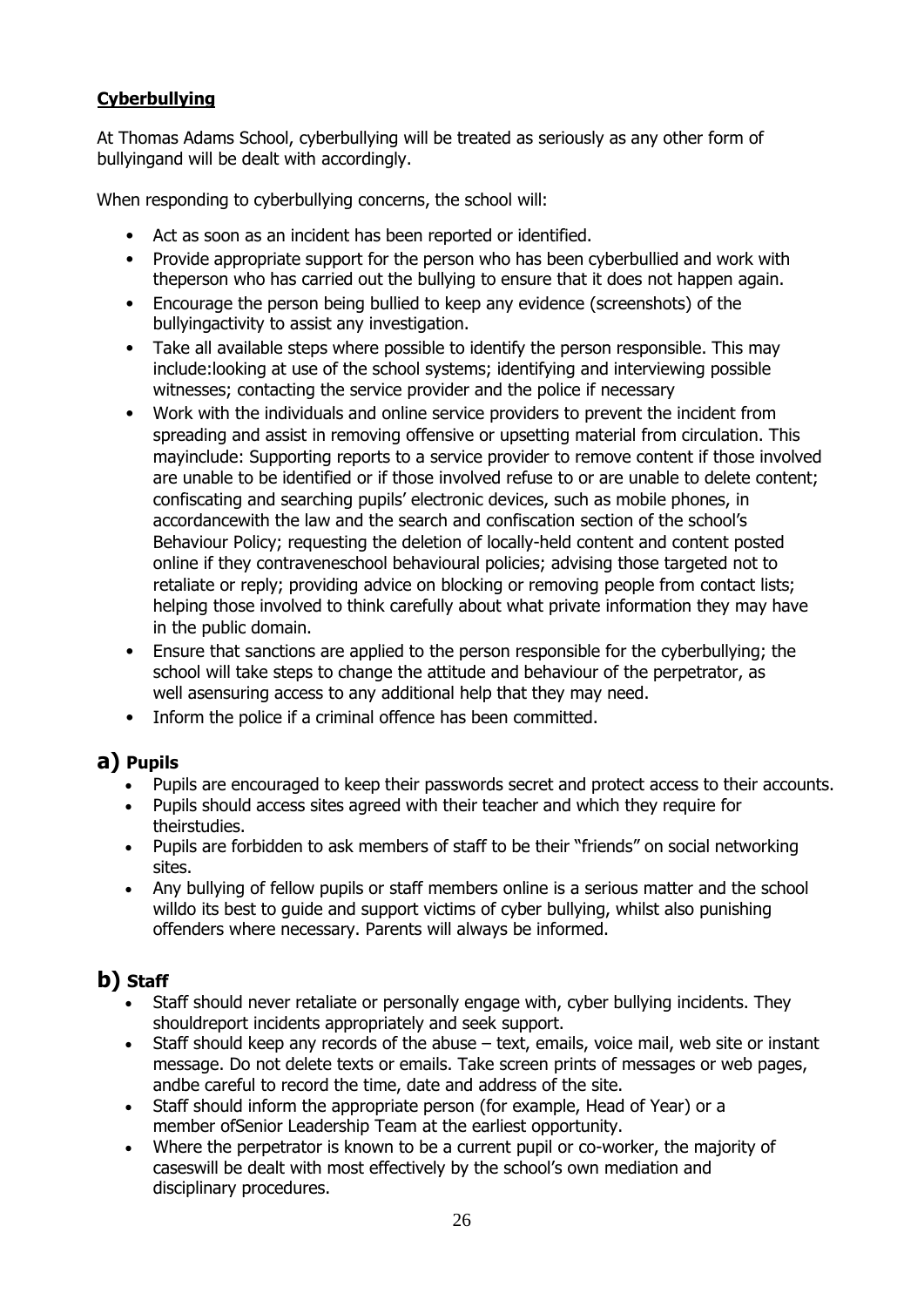**Cyberbullying**

At Thomas Adams School, cyberbullying will be treated as seriously as any other form of bullyingand will be dealt with accordingly.

When responding to cyberbullying concerns, the school will:

- Act as soon as an incident has been reported or identified.
- Provide appropriate support for the person who has been cyberbullied and work with theperson who has carried out the bullying to ensure that it does not happen again.
- Encourage the person being bullied to keep any evidence (screenshots) of the bullyingactivity to assist any investigation.
- Take all available steps where possible to identify the person responsible. This may include:looking at use of the school systems; identifying and interviewing possible witnesses; contacting the service provider and the police if necessary
- Work with the individuals and online service providers to prevent the incident from spreading and assist in removing offensive or upsetting material from circulation. This mayinclude: Supporting reports to a service provider to remove content if those involved are unable to be identified or if those involved refuse to or are unable to delete content; confiscating and searching pupils' electronic devices, such as mobile phones, in accordancewith the law and the search and confiscation section of the school's Behaviour Policy; requesting the deletion of locally-held content and content posted online if they contraveneschool behavioural policies; advising those targeted not to retaliate or reply; providing advice on blocking or removing people from contact lists; helping those involved to think carefully about what private information they may have in the public domain.
- Ensure that sanctions are applied to the person responsible for the cyberbullying; the school will take steps to change the attitude and behaviour of the perpetrator, as well asensuring access to any additional help that they may need.
- Inform the police if a criminal offence has been committed.

## a) Pupils

- Pupils are encouraged to keep their passwords secret and protect access to their accounts.
- Pupils should access sites agreed with their teacher and which they require for theirstudies.
- Pupils are forbidden to ask members of staff to be their "friends" on social networking sites.
- Any bullying of fellow pupils or staff members online is a serious matter and the school willdo its best to guide and support victims of cyber bullying, whilst also punishing offenders where necessary. Parents will always be informed.

## b) Staff

- Staff should never retaliate or personally engage with, cyber bullying incidents. They shouldreport incidents appropriately and seek support.
- Staff should keep any records of the abuse – text, emails, voice mail, web site or instant message. Do not delete texts or emails. Take screen prints of messages or web pages, andbe careful to record the time, date and address of the site.
- Staff should inform the appropriate person (for example, Head of Year) or a member ofSenior Leadership Team at the earliest opportunity.
- Where the perpetrator is known to be a current pupil or co-worker, the majority of caseswill be dealt with most effectively by the school's own mediation and disciplinary procedures.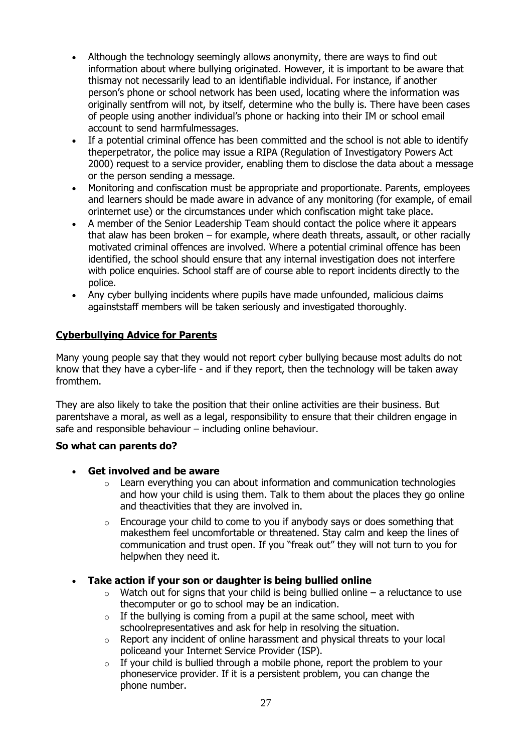- Although the technology seemingly allows anonymity, there are ways to find out information about where bullying originated. However, it is important to be aware that thismay not necessarily lead to an identifiable individual. For instance, if another person's phone or school network has been used, locating where the information was originally sentfrom will not, by itself, determine who the bully is. There have been cases of people using another individual's phone or hacking into their IM or school email account to send harmfulmessages.
- If a potential criminal offence has been committed and the school is not able to identify theperpetrator, the police may issue a RIPA (Regulation of Investigatory Powers Act 2000) request to a service provider, enabling them to disclose the data about a message or the person sending a message.
- Monitoring and confiscation must be appropriate and proportionate. Parents, employees and learners should be made aware in advance of any monitoring (for example, of email orinternet use) or the circumstances under which confiscation might take place.
- A member of the Senior Leadership Team should contact the police where it appears that alaw has been broken – for example, where death threats, assault, or other racially motivated criminal offences are involved. Where a potential criminal offence has been identified, the school should ensure that any internal investigation does not interfere with police enquiries. School staff are of course able to report incidents directly to the police.
- Any cyber bullying incidents where pupils have made unfounded, malicious claims againststaff members will be taken seriously and investigated thoroughly.

## Cyberbullying Advice for Parents

Many young people say that they would not report cyber bullying because most adults do not know that they have a cyber-life - and if they report, then the technology will be taken away fromthem.

They are also likely to take the position that their online activities are their business. But parentshave a moral, as well as a legal, responsibility to ensure that their children engage in safe and responsible behaviour – including online behaviour.

**So what can parents do?**

- **Get involved and be aware**
  - Learn everything you can about information and communication technologies and how your child is using them. Talk to them about the places they go online and theactivities that they are involved in.
  - Encourage your child to come to you if anybody says or does something that makesthem feel uncomfortable or threatened. Stay calm and keep the lines of communication and trust open. If you "freak out" they will not turn to you for helpwhen they need it.

- **Take action if your son or daughter is being bullied online**
  - Watch out for signs that your child is being bullied online – a reluctance to use thecomputer or go to school may be an indication.
  - If the bullying is coming from a pupil at the same school, meet with schoolrepresentatives and ask for help in resolving the situation.
  - Report any incident of online harassment and physical threats to your local policeand your Internet Service Provider (ISP).
  - If your child is bullied through a mobile phone, report the problem to your phoneservice provider. If it is a persistent problem, you can change the phone number.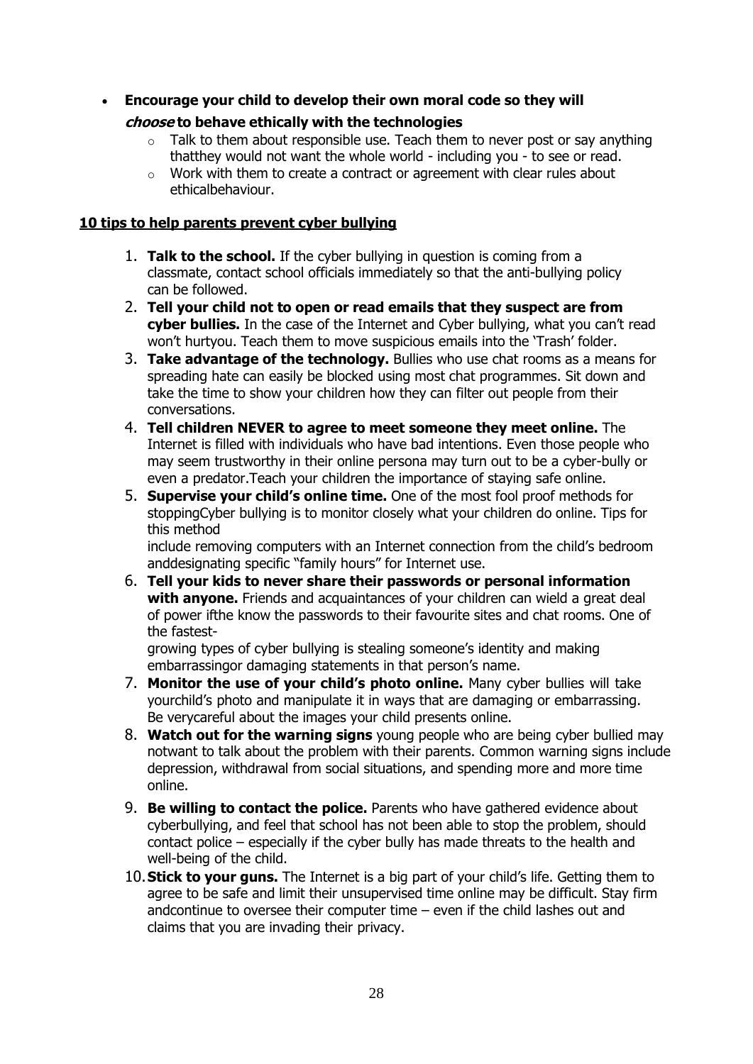- **Encourage your child to develop their own moral code so they will *choose* to behave ethically with the technologies**
  - Talk to them about responsible use. Teach them to never post or say anything thatthey would not want the whole world - including you - to see or read.
  - Work with them to create a contract or agreement with clear rules about ethicalbehaviour.

**10 tips to help parents prevent cyber bullying**

1. **Talk to the school.** If the cyber bullying in question is coming from a classmate, contact school officials immediately so that the anti-bullying policy can be followed.
2. **Tell your child not to open or read emails that they suspect are from cyber bullies.** In the case of the Internet and Cyber bullying, what you can't read won't hurtyou. Teach them to move suspicious emails into the 'Trash' folder.
3. **Take advantage of the technology.** Bullies who use chat rooms as a means for spreading hate can easily be blocked using most chat programmes. Sit down and take the time to show your children how they can filter out people from their conversations.
4. **Tell children NEVER to agree to meet someone they meet online.** The Internet is filled with individuals who have bad intentions. Even those people who may seem trustworthy in their online persona may turn out to be a cyber-bully or even a predator.Teach your children the importance of staying safe online.
5. **Supervise your child's online time.** One of the most fool proof methods for stoppingCyber bullying is to monitor closely what your children do online. Tips for this method
   include removing computers with an Internet connection from the child's bedroom anddesignating specific "family hours" for Internet use.
6. **Tell your kids to never share their passwords or personal information with anyone.** Friends and acquaintances of your children can wield a great deal of power ifthe know the passwords to their favourite sites and chat rooms. One of the fastest-
   growing types of cyber bullying is stealing someone's identity and making embarrassingor damaging statements in that person's name.
7. **Monitor the use of your child's photo online.** Many cyber bullies will take yourchild's photo and manipulate it in ways that are damaging or embarrassing. Be verycareful about the images your child presents online.
8. **Watch out for the warning signs** young people who are being cyber bullied may notwant to talk about the problem with their parents. Common warning signs include depression, withdrawal from social situations, and spending more and more time online.
9. **Be willing to contact the police.** Parents who have gathered evidence about cyberbullying, and feel that school has not been able to stop the problem, should contact police – especially if the cyber bully has made threats to the health and well-being of the child.
10. **Stick to your guns.** The Internet is a big part of your child's life. Getting them to agree to be safe and limit their unsupervised time online may be difficult. Stay firm andcontinue to oversee their computer time – even if the child lashes out and claims that you are invading their privacy.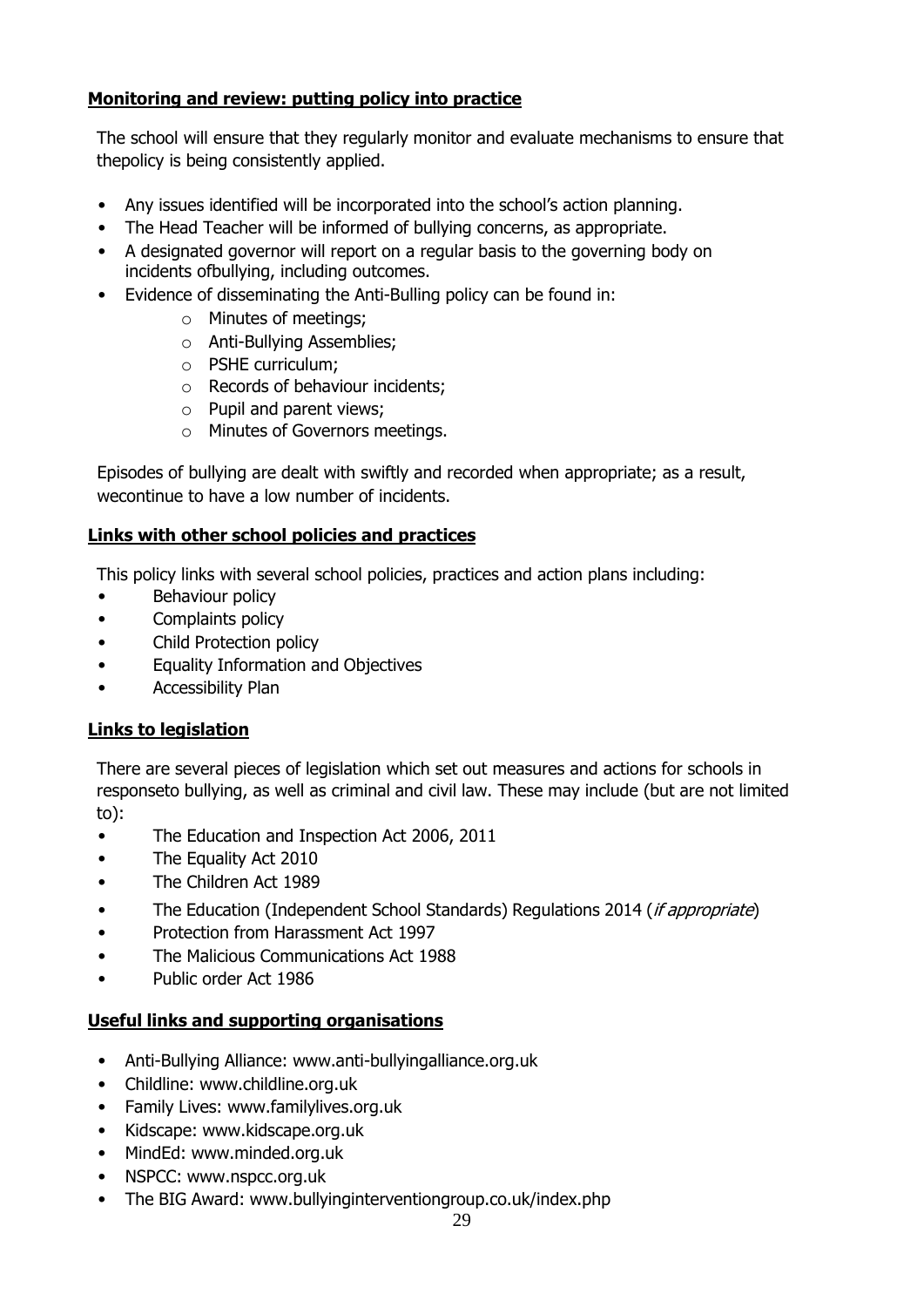**Monitoring and review: putting policy into practice**

The school will ensure that they regularly monitor and evaluate mechanisms to ensure that thepolicy is being consistently applied.

- Any issues identified will be incorporated into the school's action planning.
- The Head Teacher will be informed of bullying concerns, as appropriate.
- A designated governor will report on a regular basis to the governing body on incidents ofbullying, including outcomes.
- Evidence of disseminating the Anti-Bulling policy can be found in:
    - Minutes of meetings;
    - Anti-Bullying Assemblies;
    - PSHE curriculum;
    - Records of behaviour incidents;
    - Pupil and parent views;
    - Minutes of Governors meetings.

Episodes of bullying are dealt with swiftly and recorded when appropriate; as a result, wecontinue to have a low number of incidents.

**Links with other school policies and practices**

This policy links with several school policies, practices and action plans including:

- Behaviour policy
- Complaints policy
- Child Protection policy
- Equality Information and Objectives
- Accessibility Plan

**Links to legislation**

There are several pieces of legislation which set out measures and actions for schools in responseto bullying, as well as criminal and civil law. These may include (but are not limited to):

- The Education and Inspection Act 2006, 2011
- The Equality Act 2010
- The Children Act 1989
- The Education (Independent School Standards) Regulations 2014 (*if appropriate*)
- Protection from Harassment Act 1997
- The Malicious Communications Act 1988
- Public order Act 1986

**Useful links and supporting organisations**

- Anti-Bullying Alliance: www.anti-bullyingalliance.org.uk
- Childline: www.childline.org.uk
- Family Lives: www.familylives.org.uk
- Kidscape: www.kidscape.org.uk
- MindEd: www.minded.org.uk
- NSPCC: www.nspcc.org.uk
- The BIG Award: www.bullyinginterventiongroup.co.uk/index.php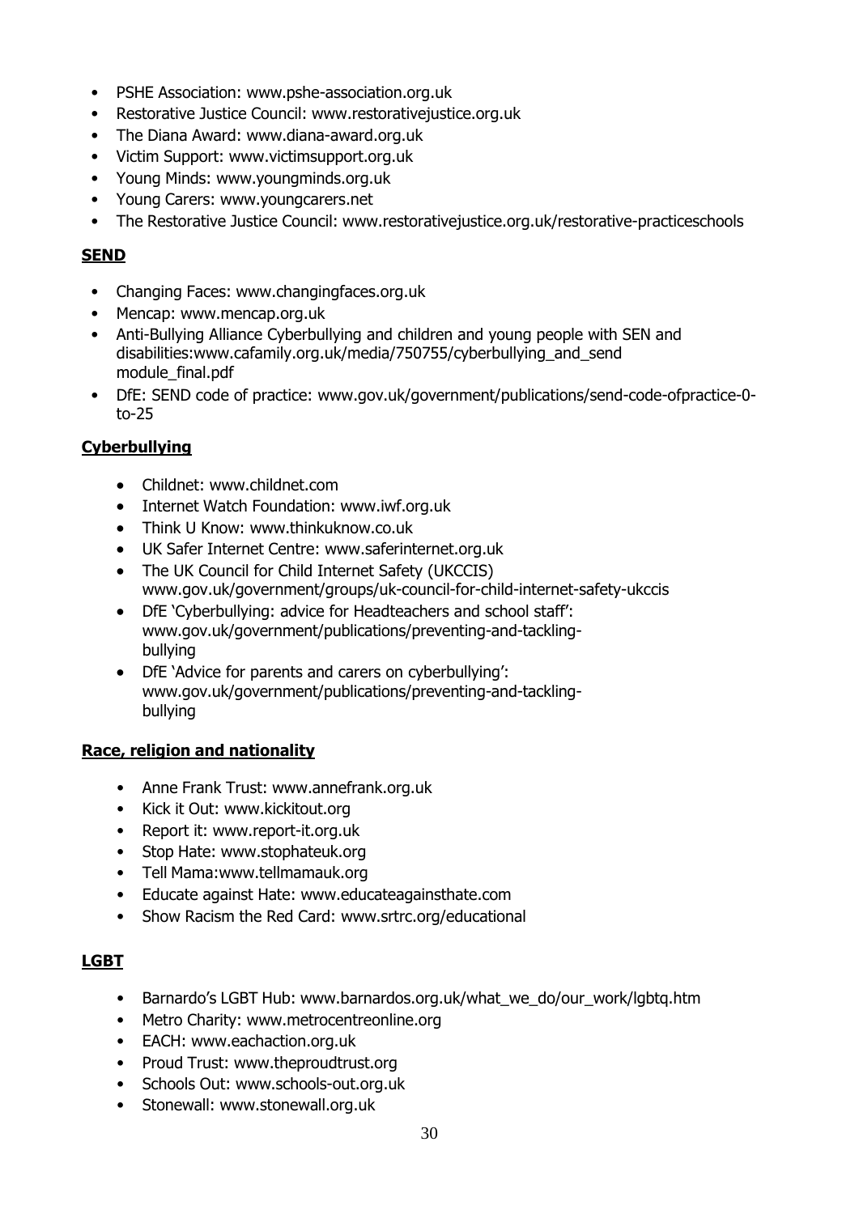- PSHE Association: www.pshe-association.org.uk
- Restorative Justice Council: www.restorativejustice.org.uk
- The Diana Award: www.diana-award.org.uk
- Victim Support: www.victimsupport.org.uk
- Young Minds: www.youngminds.org.uk
- Young Carers: www.youngcarers.net
- The Restorative Justice Council: www.restorativejustice.org.uk/restorative-practiceschools

**SEND**

- Changing Faces: www.changingfaces.org.uk
- Mencap: www.mencap.org.uk
- Anti-Bullying Alliance Cyberbullying and children and young people with SEN and disabilities:www.cafamily.org.uk/media/750755/cyberbullying_and_send module_final.pdf
- DfE: SEND code of practice: www.gov.uk/government/publications/send-code-ofpractice-0-to-25

**Cyberbullying**

- Childnet: www.childnet.com
- Internet Watch Foundation: www.iwf.org.uk
- Think U Know: www.thinkuknow.co.uk
- UK Safer Internet Centre: www.saferinternet.org.uk
- The UK Council for Child Internet Safety (UKCCIS) www.gov.uk/government/groups/uk-council-for-child-internet-safety-ukccis
- DfE 'Cyberbullying: advice for Headteachers and school staff': www.gov.uk/government/publications/preventing-and-tackling-bullying
- DfE 'Advice for parents and carers on cyberbullying': www.gov.uk/government/publications/preventing-and-tackling-bullying

**Race, religion and nationality**

- Anne Frank Trust: www.annefrank.org.uk
- Kick it Out: www.kickitout.org
- Report it: www.report-it.org.uk
- Stop Hate: www.stophateuk.org
- Tell Mama:www.tellmamauk.org
- Educate against Hate: www.educateagainsthate.com
- Show Racism the Red Card: www.srtrc.org/educational

**LGBT**

- Barnardo's LGBT Hub: www.barnardos.org.uk/what_we_do/our_work/lgbtq.htm
- Metro Charity: www.metrocentreonline.org
- EACH: www.eachaction.org.uk
- Proud Trust: www.theproudtrust.org
- Schools Out: www.schools-out.org.uk
- Stonewall: www.stonewall.org.uk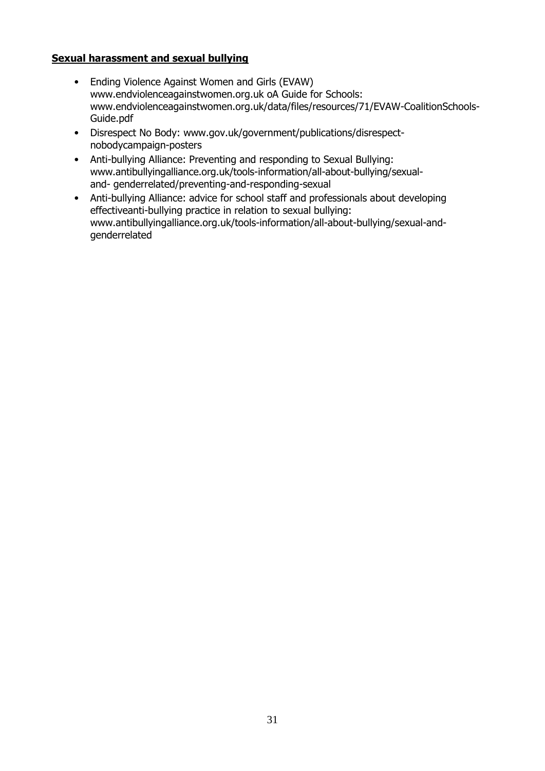**Sexual harassment and sexual bullying**

- Ending Violence Against Women and Girls (EVAW) www.endviolenceagainstwomen.org.uk oA Guide for Schools: www.endviolenceagainstwomen.org.uk/data/files/resources/71/EVAW-CoalitionSchools-Guide.pdf
- Disrespect No Body: www.gov.uk/government/publications/disrespect-nobodycampaign-posters
- Anti-bullying Alliance: Preventing and responding to Sexual Bullying: www.antibullyingalliance.org.uk/tools-information/all-about-bullying/sexual-and- genderrelated/preventing-and-responding-sexual
- Anti-bullying Alliance: advice for school staff and professionals about developing effectiveanti-bullying practice in relation to sexual bullying: www.antibullyingalliance.org.uk/tools-information/all-about-bullying/sexual-and-genderrelated